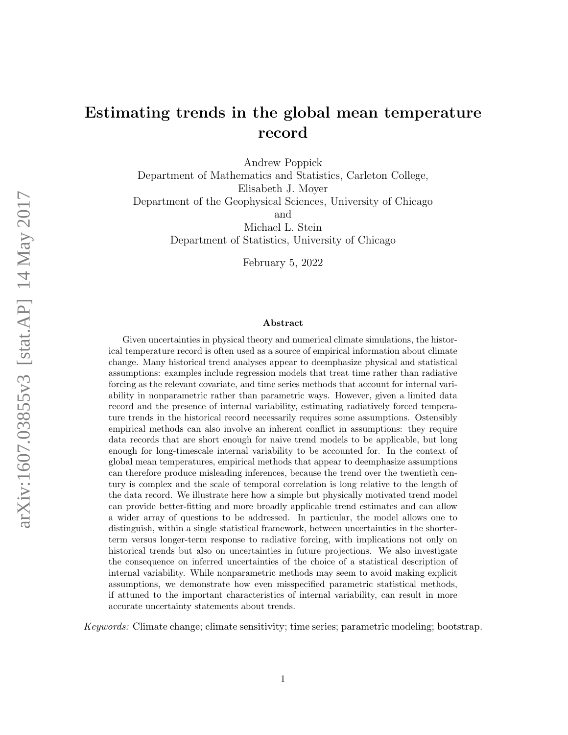# Estimating trends in the global mean temperature record

Andrew Poppick
Department of Mathematics and Statistics, Carleton College,
Elisabeth J. Moyer
Department of the Geophysical Sciences, University of Chicago
and
Michael L. Stein
Department of Statistics, University of Chicago

February 5, 2022

### Abstract

Given uncertainties in physical theory and numerical climate simulations, the historical temperature record is often used as a source of empirical information about climate change. Many historical trend analyses appear to deemphasize physical and statistical assumptions: examples include regression models that treat time rather than radiative forcing as the relevant covariate, and time series methods that account for internal variability in nonparametric rather than parametric ways. However, given a limited data record and the presence of internal variability, estimating radiatively forced temperature trends in the historical record necessarily requires some assumptions. Ostensibly empirical methods can also involve an inherent conflict in assumptions: they require data records that are short enough for naive trend models to be applicable, but long enough for long-timescale internal variability to be accounted for. In the context of global mean temperatures, empirical methods that appear to deemphasize assumptions can therefore produce misleading inferences, because the trend over the twentieth century is complex and the scale of temporal correlation is long relative to the length of the data record. We illustrate here how a simple but physically motivated trend model can provide better-fitting and more broadly applicable trend estimates and can allow a wider array of questions to be addressed. In particular, the model allows one to distinguish, within a single statistical framework, between uncertainties in the shorter-term versus longer-term response to radiative forcing, with implications not only on historical trends but also on uncertainties in future projections. We also investigate the consequence on inferred uncertainties of the choice of a statistical description of internal variability. While nonparametric methods may seem to avoid making explicit assumptions, we demonstrate how even misspecified parametric statistical methods, if attuned to the important characteristics of internal variability, can result in more accurate uncertainty statements about trends.

*Keywords:* Climate change; climate sensitivity; time series; parametric modeling; bootstrap.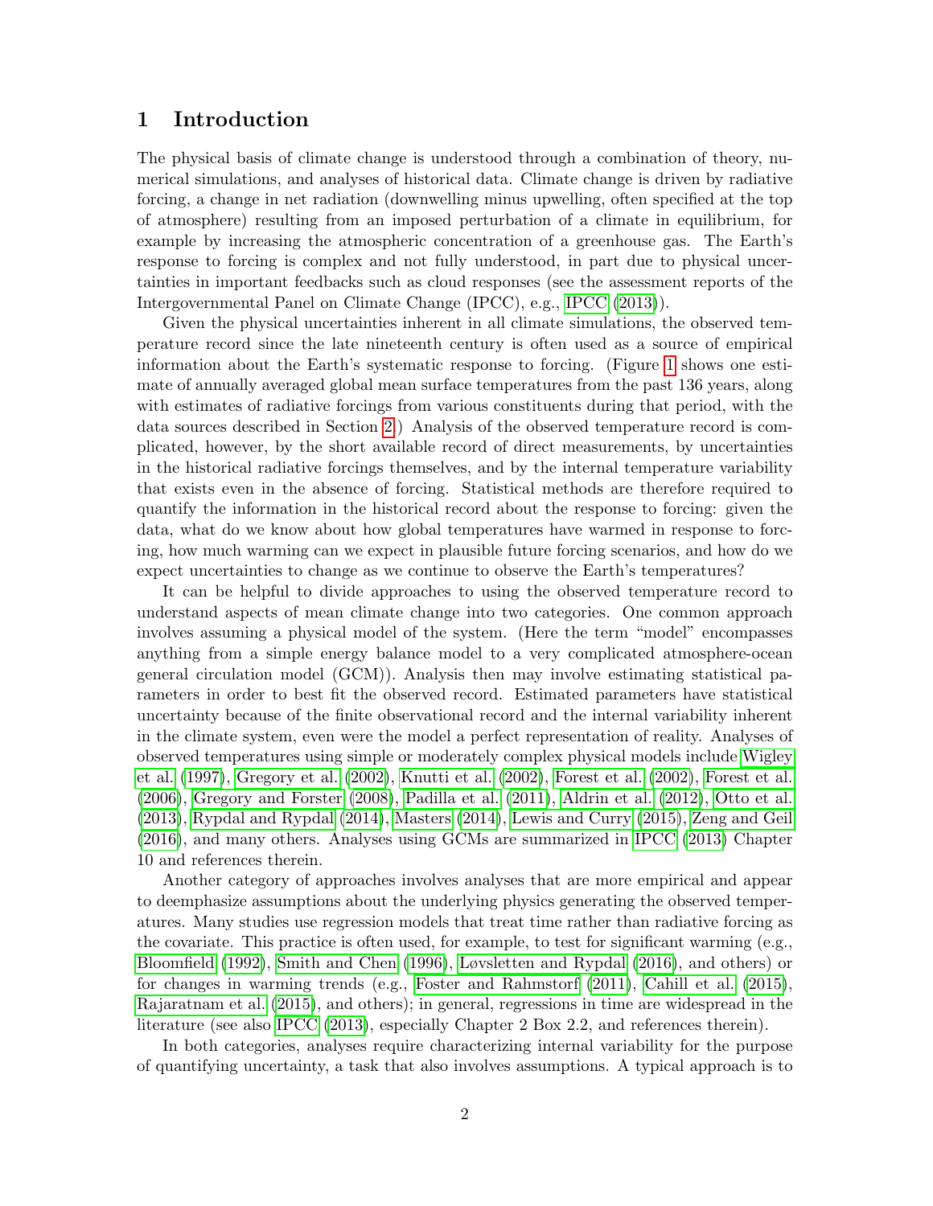## 1 Introduction

The physical basis of climate change is understood through a combination of theory, numerical simulations, and analyses of historical data. Climate change is driven by radiative forcing, a change in net radiation (downwelling minus upwelling, often specified at the top of atmosphere) resulting from an imposed perturbation of a climate in equilibrium, for example by increasing the atmospheric concentration of a greenhouse gas. The Earth's response to forcing is complex and not fully understood, in part due to physical uncertainties in important feedbacks such as cloud responses (see the assessment reports of the Intergovernmental Panel on Climate Change (IPCC), e.g., IPCC (2013)).

Given the physical uncertainties inherent in all climate simulations, the observed temperature record since the late nineteenth century is often used as a source of empirical information about the Earth's systematic response to forcing. (Figure 1 shows one estimate of annually averaged global mean surface temperatures from the past 136 years, along with estimates of radiative forcings from various constituents during that period, with the data sources described in Section 2.) Analysis of the observed temperature record is complicated, however, by the short available record of direct measurements, by uncertainties in the historical radiative forcings themselves, and by the internal temperature variability that exists even in the absence of forcing. Statistical methods are therefore required to quantify the information in the historical record about the response to forcing: given the data, what do we know about how global temperatures have warmed in response to forcing, how much warming can we expect in plausible future forcing scenarios, and how do we expect uncertainties to change as we continue to observe the Earth's temperatures?

It can be helpful to divide approaches to using the observed temperature record to understand aspects of mean climate change into two categories. One common approach involves assuming a physical model of the system. (Here the term "model" encompasses anything from a simple energy balance model to a very complicated atmosphere-ocean general circulation model (GCM)). Analysis then may involve estimating statistical parameters in order to best fit the observed record. Estimated parameters have statistical uncertainty because of the finite observational record and the internal variability inherent in the climate system, even were the model a perfect representation of reality. Analyses of observed temperatures using simple or moderately complex physical models include Wigley et al. (1997), Gregory et al. (2002), Knutti et al. (2002), Forest et al. (2002), Forest et al. (2006), Gregory and Forster (2008), Padilla et al. (2011), Aldrin et al. (2012), Otto et al. (2013), Rypdal and Rypdal (2014), Masters (2014), Lewis and Curry (2015), Zeng and Geil (2016), and many others. Analyses using GCMs are summarized in IPCC (2013) Chapter 10 and references therein.

Another category of approaches involves analyses that are more empirical and appear to deemphasize assumptions about the underlying physics generating the observed temperatures. Many studies use regression models that treat time rather than radiative forcing as the covariate. This practice is often used, for example, to test for significant warming (e.g., Bloomfield (1992), Smith and Chen (1996), Løvsletten and Rypdal (2016), and others) or for changes in warming trends (e.g., Foster and Rahmstorf (2011), Cahill et al. (2015), Rajaratnam et al. (2015), and others); in general, regressions in time are widespread in the literature (see also IPCC (2013), especially Chapter 2 Box 2.2, and references therein).

In both categories, analyses require characterizing internal variability for the purpose of quantifying uncertainty, a task that also involves assumptions. A typical approach is to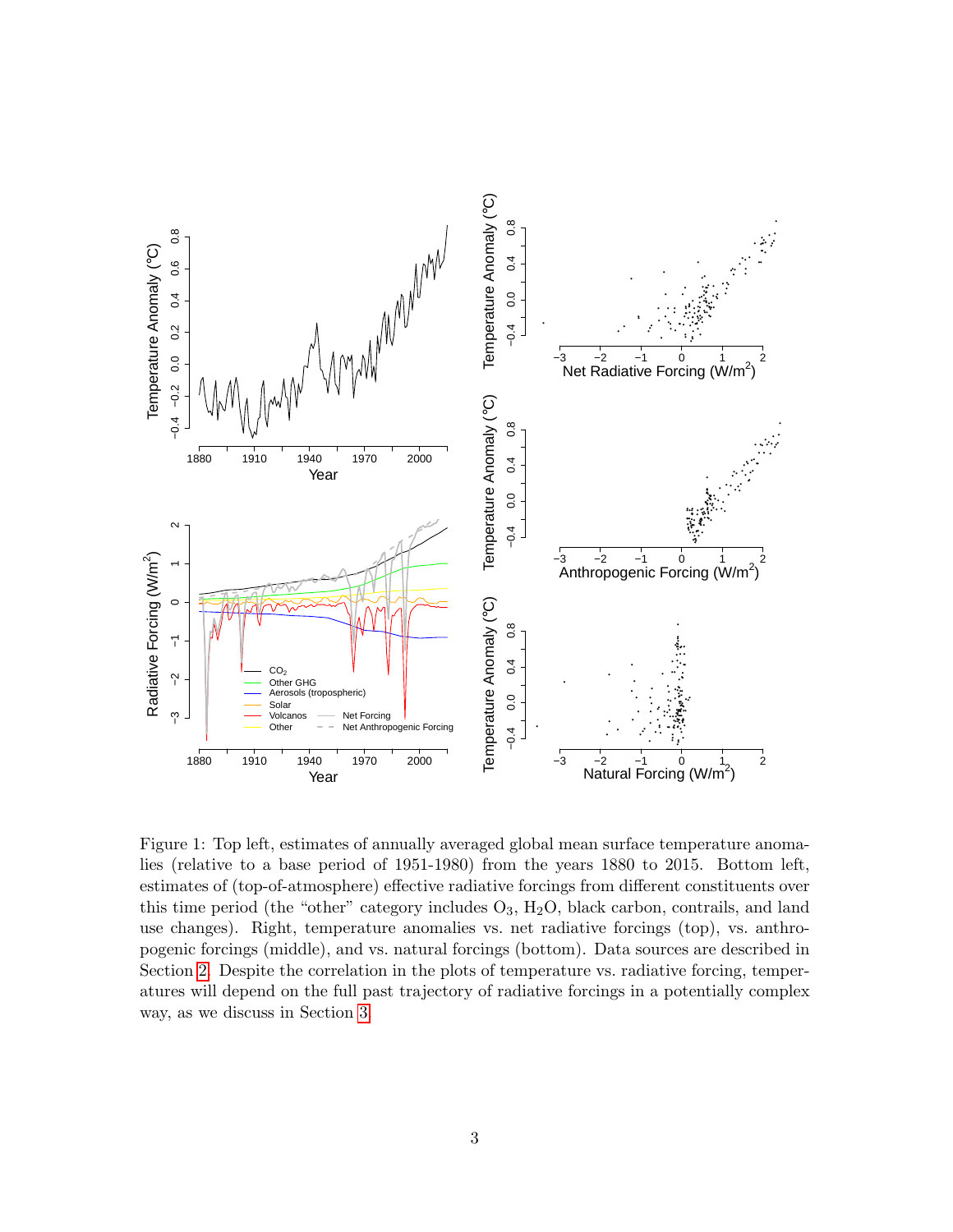Figure 1: Top left, estimates of annually averaged global mean surface temperature anomalies (relative to a base period of 1951-1980) from the years 1880 to 2015. Bottom left, estimates of (top-of-atmosphere) effective radiative forcings from different constituents over this time period (the "other" category includes $O_3$, $H_2O$, black carbon, contrails, and land use changes). Right, temperature anomalies vs. net radiative forcings (top), vs. anthropogenic forcings (middle), and vs. natural forcings (bottom). Data sources are described in Section 2. Despite the correlation in the plots of temperature vs. radiative forcing, temperatures will depend on the full past trajectory of radiative forcings in a potentially complex way, as we discuss in Section 3.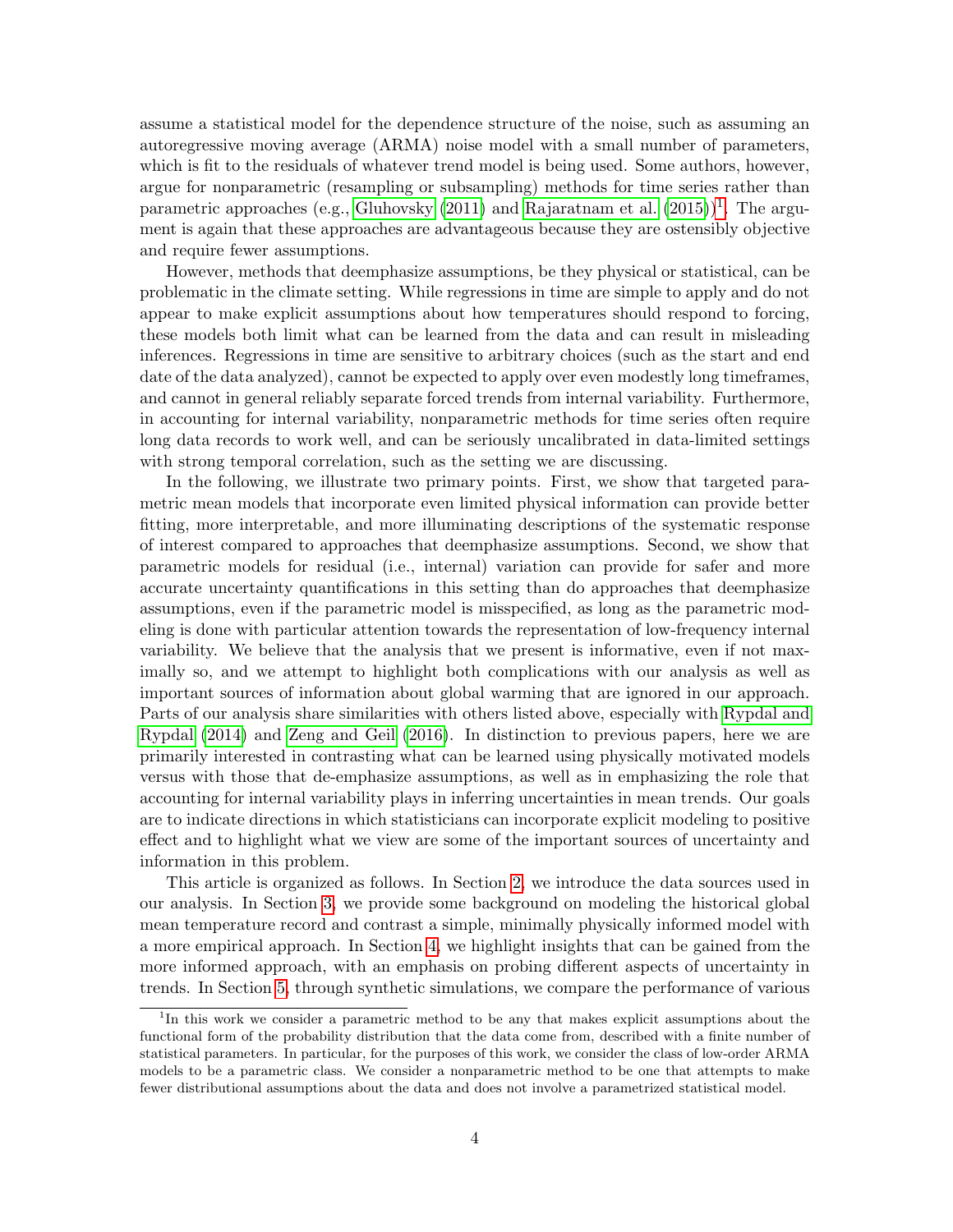assume a statistical model for the dependence structure of the noise, such as assuming an autoregressive moving average (ARMA) noise model with a small number of parameters, which is fit to the residuals of whatever trend model is being used. Some authors, however, argue for nonparametric (resampling or subsampling) methods for time series rather than parametric approaches (e.g., Gluhovsky (2011) and Rajaratnam et al. (2015))[1]. The argument is again that these approaches are advantageous because they are ostensibly objective and require fewer assumptions.

However, methods that deemphasize assumptions, be they physical or statistical, can be problematic in the climate setting. While regressions in time are simple to apply and do not appear to make explicit assumptions about how temperatures should respond to forcing, these models both limit what can be learned from the data and can result in misleading inferences. Regressions in time are sensitive to arbitrary choices (such as the start and end date of the data analyzed), cannot be expected to apply over even modestly long timeframes, and cannot in general reliably separate forced trends from internal variability. Furthermore, in accounting for internal variability, nonparametric methods for time series often require long data records to work well, and can be seriously uncalibrated in data-limited settings with strong temporal correlation, such as the setting we are discussing.

In the following, we illustrate two primary points. First, we show that targeted parametric mean models that incorporate even limited physical information can provide better fitting, more interpretable, and more illuminating descriptions of the systematic response of interest compared to approaches that deemphasize assumptions. Second, we show that parametric models for residual (i.e., internal) variation can provide for safer and more accurate uncertainty quantifications in this setting than do approaches that deemphasize assumptions, even if the parametric model is misspecified, as long as the parametric modeling is done with particular attention towards the representation of low-frequency internal variability. We believe that the analysis that we present is informative, even if not maximally so, and we attempt to highlight both complications with our analysis as well as important sources of information about global warming that are ignored in our approach. Parts of our analysis share similarities with others listed above, especially with Rypdal and Rypdal (2014) and Zeng and Geil (2016). In distinction to previous papers, here we are primarily interested in contrasting what can be learned using physically motivated models versus with those that de-emphasize assumptions, as well as in emphasizing the role that accounting for internal variability plays in inferring uncertainties in mean trends. Our goals are to indicate directions in which statisticians can incorporate explicit modeling to positive effect and to highlight what we view are some of the important sources of uncertainty and information in this problem.

This article is organized as follows. In Section 2, we introduce the data sources used in our analysis. In Section 3, we provide some background on modeling the historical global mean temperature record and contrast a simple, minimally physically informed model with a more empirical approach. In Section 4, we highlight insights that can be gained from the more informed approach, with an emphasis on probing different aspects of uncertainty in trends. In Section 5, through synthetic simulations, we compare the performance of various

[1] In this work we consider a parametric method to be any that makes explicit assumptions about the functional form of the probability distribution that the data come from, described with a finite number of statistical parameters. In particular, for the purposes of this work, we consider the class of low-order ARMA models to be a parametric class. We consider a nonparametric method to be one that attempts to make fewer distributional assumptions about the data and does not involve a parametrized statistical model.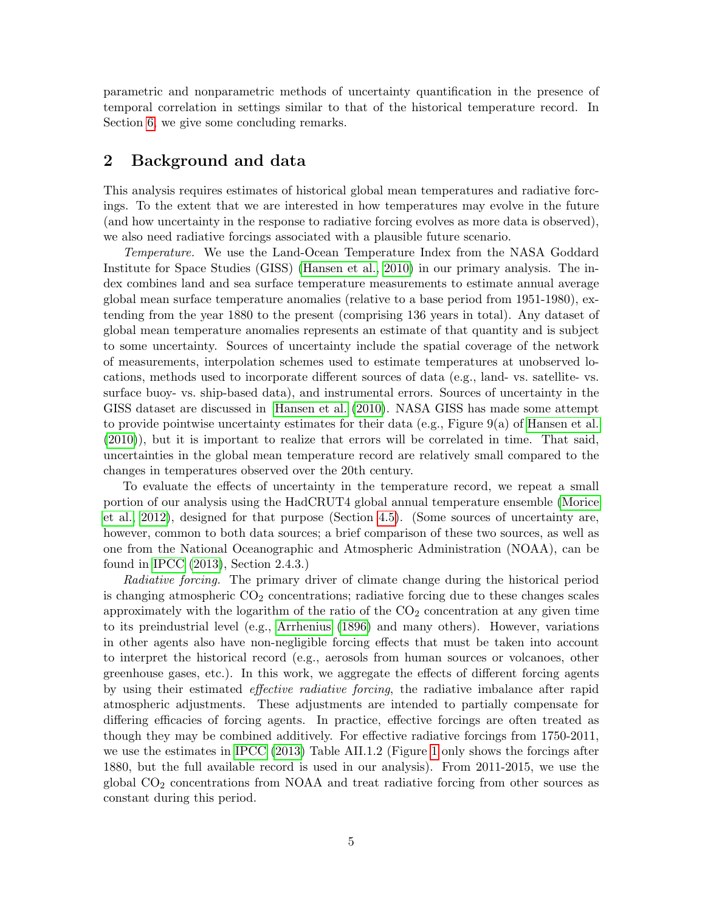parametric and nonparametric methods of uncertainty quantification in the presence of temporal correlation in settings similar to that of the historical temperature record. In Section 6, we give some concluding remarks.

## 2 Background and data

This analysis requires estimates of historical global mean temperatures and radiative forcings. To the extent that we are interested in how temperatures may evolve in the future (and how uncertainty in the response to radiative forcing evolves as more data is observed), we also need radiative forcings associated with a plausible future scenario.

*Temperature.* We use the Land-Ocean Temperature Index from the NASA Goddard Institute for Space Studies (GISS) (Hansen et al., 2010) in our primary analysis. The index combines land and sea surface temperature measurements to estimate annual average global mean surface temperature anomalies (relative to a base period from 1951-1980), extending from the year 1880 to the present (comprising 136 years in total). Any dataset of global mean temperature anomalies represents an estimate of that quantity and is subject to some uncertainty. Sources of uncertainty include the spatial coverage of the network of measurements, interpolation schemes used to estimate temperatures at unobserved locations, methods used to incorporate different sources of data (e.g., land- vs. satellite- vs. surface buoy- vs. ship-based data), and instrumental errors. Sources of uncertainty in the GISS dataset are discussed in Hansen et al. (2010). NASA GISS has made some attempt to provide pointwise uncertainty estimates for their data (e.g., Figure 9(a) of Hansen et al. (2010)), but it is important to realize that errors will be correlated in time. That said, uncertainties in the global mean temperature record are relatively small compared to the changes in temperatures observed over the 20th century.

To evaluate the effects of uncertainty in the temperature record, we repeat a small portion of our analysis using the HadCRUT4 global annual temperature ensemble (Morice et al., 2012), designed for that purpose (Section 4.5). (Some sources of uncertainty are, however, common to both data sources; a brief comparison of these two sources, as well as one from the National Oceanographic and Atmospheric Administration (NOAA), can be found in IPCC (2013), Section 2.4.3.)

*Radiative forcing.* The primary driver of climate change during the historical period is changing atmospheric $CO_2$ concentrations; radiative forcing due to these changes scales approximately with the logarithm of the ratio of the $CO_2$ concentration at any given time to its preindustrial level (e.g., Arrhenius (1896) and many others). However, variations in other agents also have non-negligible forcing effects that must be taken into account to interpret the historical record (e.g., aerosols from human sources or volcanoes, other greenhouse gases, etc.). In this work, we aggregate the effects of different forcing agents by using their estimated *effective radiative forcing*, the radiative imbalance after rapid atmospheric adjustments. These adjustments are intended to partially compensate for differing efficacies of forcing agents. In practice, effective forcings are often treated as though they may be combined additively. For effective radiative forcings from 1750-2011, we use the estimates in IPCC (2013) Table AII.1.2 (Figure 1 only shows the forcings after 1880, but the full available record is used in our analysis). From 2011-2015, we use the global $CO_2$ concentrations from NOAA and treat radiative forcing from other sources as constant during this period.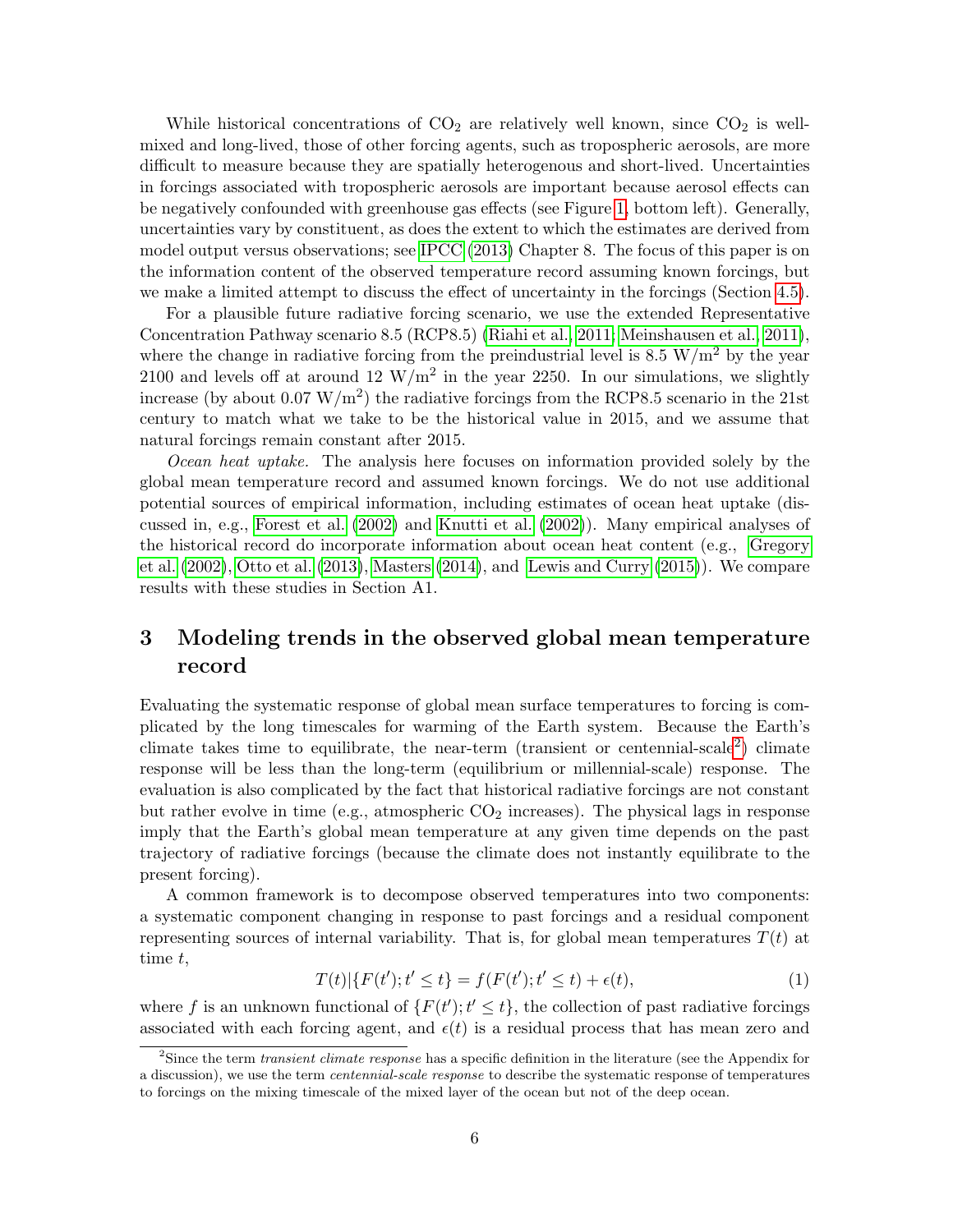While historical concentrations of $CO_2$ are relatively well known, since $CO_2$ is well-mixed and long-lived, those of other forcing agents, such as tropospheric aerosols, are more difficult to measure because they are spatially heterogenous and short-lived. Uncertainties in forcings associated with tropospheric aerosols are important because aerosol effects can be negatively confounded with greenhouse gas effects (see Figure 1, bottom left). Generally, uncertainties vary by constituent, as does the extent to which the estimates are derived from model output versus observations; see IPCC (2013) Chapter 8. The focus of this paper is on the information content of the observed temperature record assuming known forcings, but we make a limited attempt to discuss the effect of uncertainty in the forcings (Section 4.5).

For a plausible future radiative forcing scenario, we use the extended Representative Concentration Pathway scenario 8.5 (RCP8.5) (Riahi et al., 2011; Meinshausen et al., 2011), where the change in radiative forcing from the preindustrial level is 8.5 W/m$^2$ by the year 2100 and levels off at around 12 W/m$^2$ in the year 2250. In our simulations, we slightly increase (by about 0.07 W/m$^2$) the radiative forcings from the RCP8.5 scenario in the 21st century to match what we take to be the historical value in 2015, and we assume that natural forcings remain constant after 2015.

*Ocean heat uptake.* The analysis here focuses on information provided solely by the global mean temperature record and assumed known forcings. We do not use additional potential sources of empirical information, including estimates of ocean heat uptake (discussed in, e.g., Forest et al. (2002) and Knutti et al. (2002)). Many empirical analyses of the historical record do incorporate information about ocean heat content (e.g., Gregory et al. (2002), Otto et al. (2013), Masters (2014), and Lewis and Curry (2015)). We compare results with these studies in Section A1.

# 3 Modeling trends in the observed global mean temperature record

Evaluating the systematic response of global mean surface temperatures to forcing is complicated by the long timescales for warming of the Earth system. Because the Earth's climate takes time to equilibrate, the near-term (transient or centennial-scale[2]) climate response will be less than the long-term (equilibrium or millennial-scale) response. The evaluation is also complicated by the fact that historical radiative forcings are not constant but rather evolve in time (e.g., atmospheric $CO_2$ increases). The physical lags in response imply that the Earth's global mean temperature at any given time depends on the past trajectory of radiative forcings (because the climate does not instantly equilibrate to the present forcing).

A common framework is to decompose observed temperatures into two components: a systematic component changing in response to past forcings and a residual component representing sources of internal variability. That is, for global mean temperatures $T(t)$ at time $t$,

$$T(t)|\{F(t'); t' \leq t\} = f(F(t'); t' \leq t) + \epsilon(t), \tag{1}$$

where $f$ is an unknown functional of $\{F(t'); t' \leq t\}$, the collection of past radiative forcings associated with each forcing agent, and $\epsilon(t)$ is a residual process that has mean zero and

[2] Since the term *transient climate response* has a specific definition in the literature (see the Appendix for a discussion), we use the term *centennial-scale response* to describe the systematic response of temperatures to forcings on the mixing timescale of the mixed layer of the ocean but not of the deep ocean.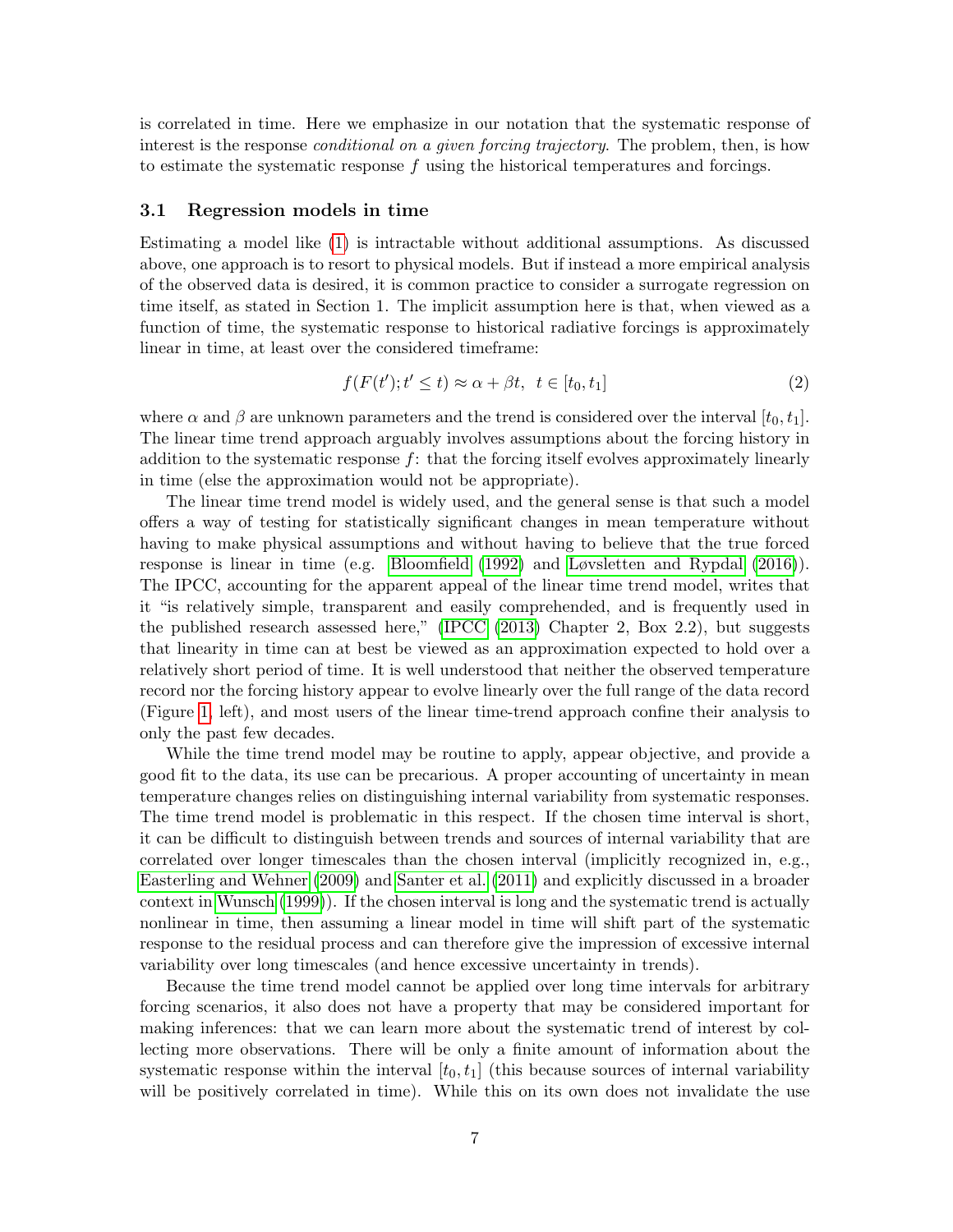is correlated in time. Here we emphasize in our notation that the systematic response of interest is the response *conditional on a given forcing trajectory*. The problem, then, is how to estimate the systematic response $f$ using the historical temperatures and forcings.

### 3.1 Regression models in time

Estimating a model like (1) is intractable without additional assumptions. As discussed above, one approach is to resort to physical models. But if instead a more empirical analysis of the observed data is desired, it is common practice to consider a surrogate regression on time itself, as stated in Section 1. The implicit assumption here is that, when viewed as a function of time, the systematic response to historical radiative forcings is approximately linear in time, at least over the considered timeframe:

$$f(F(t'); t' \leq t) \approx \alpha + \beta t, \quad t \in [t_0, t_1] \tag{2}$$

where $\alpha$ and $\beta$ are unknown parameters and the trend is considered over the interval $[t_0, t_1]$. The linear time trend approach arguably involves assumptions about the forcing history in addition to the systematic response $f$: that the forcing itself evolves approximately linearly in time (else the approximation would not be appropriate).

The linear time trend model is widely used, and the general sense is that such a model offers a way of testing for statistically significant changes in mean temperature without having to make physical assumptions and without having to believe that the true forced response is linear in time (e.g. Bloomfield (1992) and Løvsletten and Rypdal (2016)). The IPCC, accounting for the apparent appeal of the linear time trend model, writes that it "is relatively simple, transparent and easily comprehended, and is frequently used in the published research assessed here," (IPCC (2013) Chapter 2, Box 2.2), but suggests that linearity in time can at best be viewed as an approximation expected to hold over a relatively short period of time. It is well understood that neither the observed temperature record nor the forcing history appear to evolve linearly over the full range of the data record (Figure 1, left), and most users of the linear time-trend approach confine their analysis to only the past few decades.

While the time trend model may be routine to apply, appear objective, and provide a good fit to the data, its use can be precarious. A proper accounting of uncertainty in mean temperature changes relies on distinguishing internal variability from systematic responses. The time trend model is problematic in this respect. If the chosen time interval is short, it can be difficult to distinguish between trends and sources of internal variability that are correlated over longer timescales than the chosen interval (implicitly recognized in, e.g., Easterling and Wehner (2009) and Santer et al. (2011) and explicitly discussed in a broader context in Wunsch (1999)). If the chosen interval is long and the systematic trend is actually nonlinear in time, then assuming a linear model in time will shift part of the systematic response to the residual process and can therefore give the impression of excessive internal variability over long timescales (and hence excessive uncertainty in trends).

Because the time trend model cannot be applied over long time intervals for arbitrary forcing scenarios, it also does not have a property that may be considered important for making inferences: that we can learn more about the systematic trend of interest by collecting more observations. There will be only a finite amount of information about the systematic response within the interval $[t_0, t_1]$ (this because sources of internal variability will be positively correlated in time). While this on its own does not invalidate the use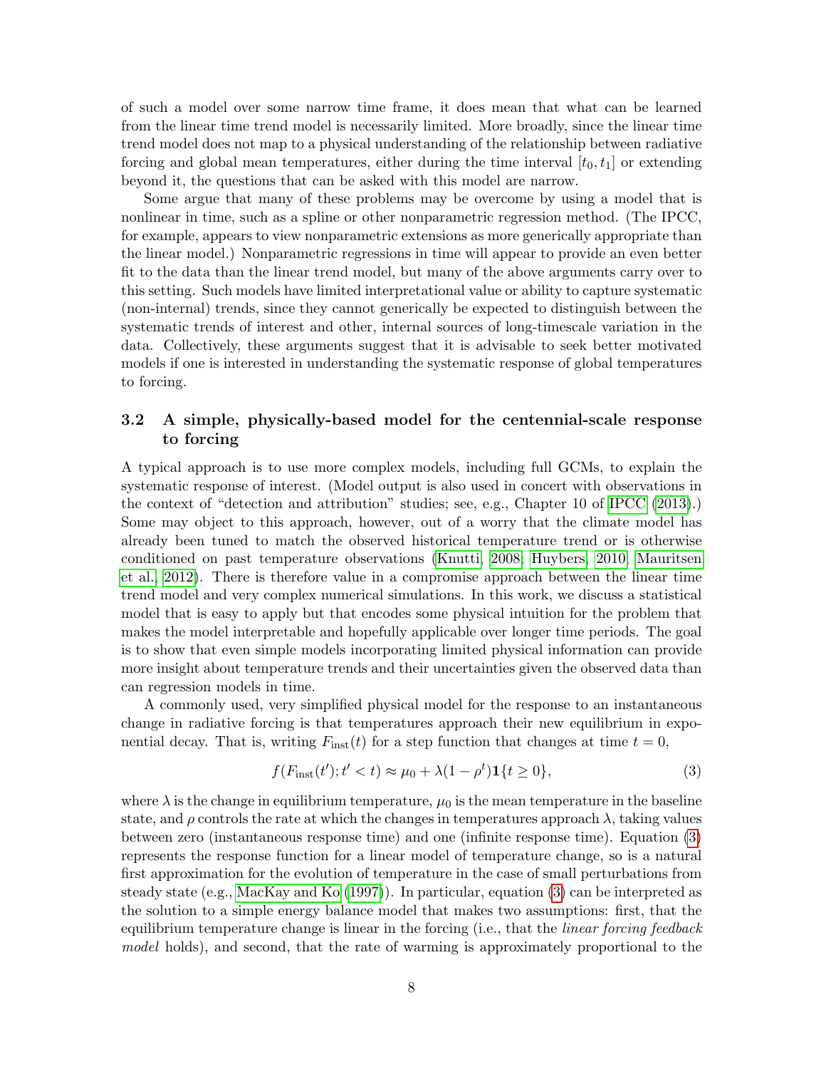of such a model over some narrow time frame, it does mean that what can be learned from the linear time trend model is necessarily limited. More broadly, since the linear time trend model does not map to a physical understanding of the relationship between radiative forcing and global mean temperatures, either during the time interval $[t_0, t_1]$ or extending beyond it, the questions that can be asked with this model are narrow.

Some argue that many of these problems may be overcome by using a model that is nonlinear in time, such as a spline or other nonparametric regression method. (The IPCC, for example, appears to view nonparametric extensions as more generically appropriate than the linear model.) Nonparametric regressions in time will appear to provide an even better fit to the data than the linear trend model, but many of the above arguments carry over to this setting. Such models have limited interpretational value or ability to capture systematic (non-internal) trends, since they cannot generically be expected to distinguish between the systematic trends of interest and other, internal sources of long-timescale variation in the data. Collectively, these arguments suggest that it is advisable to seek better motivated models if one is interested in understanding the systematic response of global temperatures to forcing.

### 3.2 A simple, physically-based model for the centennial-scale response to forcing

A typical approach is to use more complex models, including full GCMs, to explain the systematic response of interest. (Model output is also used in concert with observations in the context of "detection and attribution" studies; see, e.g., Chapter 10 of IPCC (2013).) Some may object to this approach, however, out of a worry that the climate model has already been tuned to match the observed historical temperature trend or is otherwise conditioned on past temperature observations (Knutti, 2008; Huybers, 2010; Mauritsen et al., 2012). There is therefore value in a compromise approach between the linear time trend model and very complex numerical simulations. In this work, we discuss a statistical model that is easy to apply but that encodes some physical intuition for the problem that makes the model interpretable and hopefully applicable over longer time periods. The goal is to show that even simple models incorporating limited physical information can provide more insight about temperature trends and their uncertainties given the observed data than can regression models in time.

A commonly used, very simplified physical model for the response to an instantaneous change in radiative forcing is that temperatures approach their new equilibrium in exponential decay. That is, writing $F_{\text{inst}}(t)$ for a step function that changes at time $t = 0$,

$$f(F_{\text{inst}}(t'); t' < t) \approx \mu_0 + \lambda(1 - \rho^t)\mathbf{1}\{t \geq 0\}, \tag{3}$$

where $\lambda$ is the change in equilibrium temperature, $\mu_0$ is the mean temperature in the baseline state, and $\rho$ controls the rate at which the changes in temperatures approach $\lambda$, taking values between zero (instantaneous response time) and one (infinite response time). Equation (3) represents the response function for a linear model of temperature change, so is a natural first approximation for the evolution of temperature in the case of small perturbations from steady state (e.g., MacKay and Ko (1997)). In particular, equation (3) can be interpreted as the solution to a simple energy balance model that makes two assumptions: first, that the equilibrium temperature change is linear in the forcing (i.e., that the *linear forcing feedback model* holds), and second, that the rate of warming is approximately proportional to the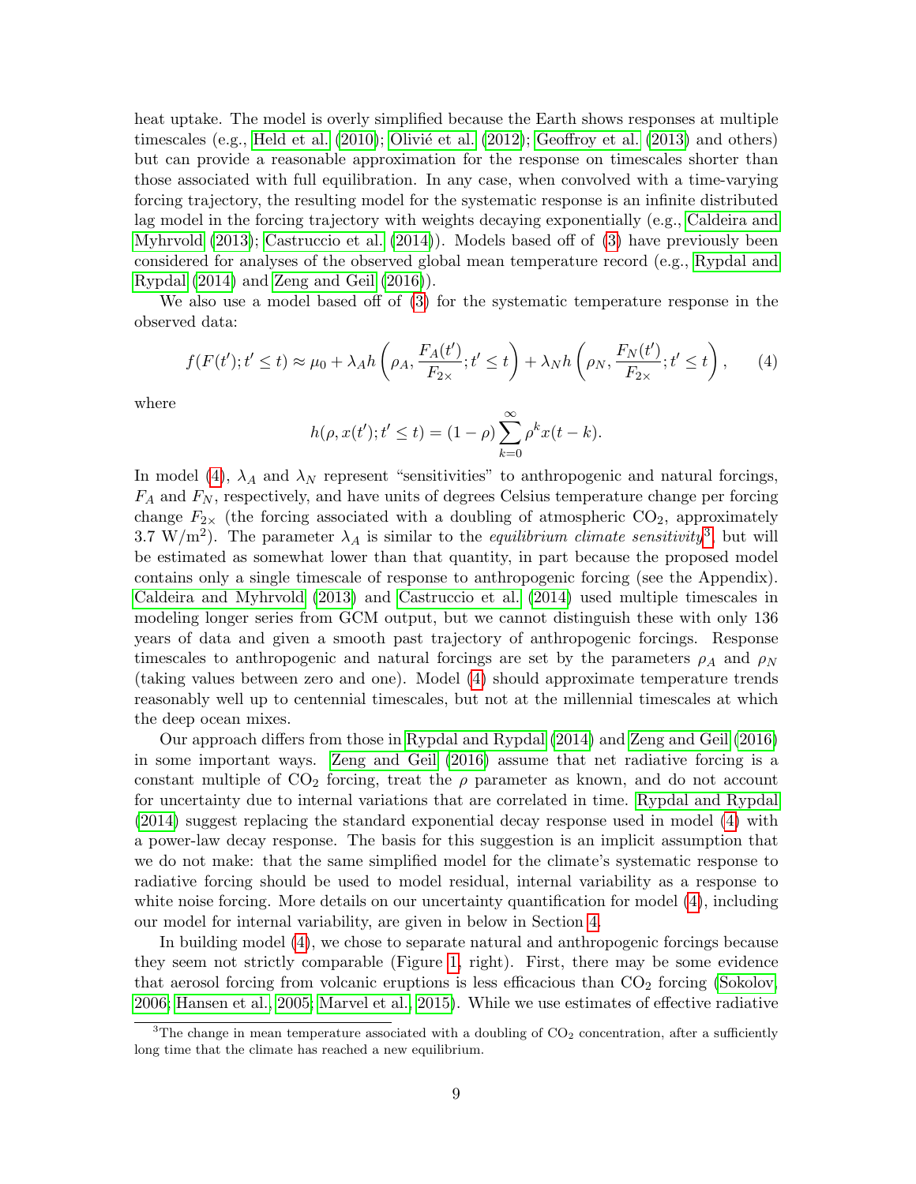heat uptake. The model is overly simplified because the Earth shows responses at multiple timescales (e.g., Held et al. (2010); Olivié et al. (2012); Geoffroy et al. (2013) and others) but can provide a reasonable approximation for the response on timescales shorter than those associated with full equilibration. In any case, when convolved with a time-varying forcing trajectory, the resulting model for the systematic response is an infinite distributed lag model in the forcing trajectory with weights decaying exponentially (e.g., Caldeira and Myhrvold (2013); Castruccio et al. (2014)). Models based off of (3) have previously been considered for analyses of the observed global mean temperature record (e.g., Rypdal and Rypdal (2014) and Zeng and Geil (2016)).

We also use a model based off of (3) for the systematic temperature response in the observed data:

$$f(F(t'); t' \leq t) \approx \mu_0 + \lambda_A h\left(\rho_A, \frac{F_A(t')}{F_{2\times}}; t' \leq t\right) + \lambda_N h\left(\rho_N, \frac{F_N(t')}{F_{2\times}}; t' \leq t\right), \tag{4}$$

where

$$h(\rho, x(t'); t' \leq t) = (1 - \rho) \sum_{k=0}^{\infty} \rho^k x(t - k).$$

In model (4), $\lambda_A$ and $\lambda_N$ represent "sensitivities" to anthropogenic and natural forcings, $F_A$ and $F_N$, respectively, and have units of degrees Celsius temperature change per forcing change $F_{2\times}$ (the forcing associated with a doubling of atmospheric $CO_2$, approximately 3.7 $W/m^2$). The parameter $\lambda_A$ is similar to the *equilibrium climate sensitivity*[3], but will be estimated as somewhat lower than that quantity, in part because the proposed model contains only a single timescale of response to anthropogenic forcing (see the Appendix). Caldeira and Myhrvold (2013) and Castruccio et al. (2014) used multiple timescales in modeling longer series from GCM output, but we cannot distinguish these with only 136 years of data and given a smooth past trajectory of anthropogenic forcings. Response timescales to anthropogenic and natural forcings are set by the parameters $\rho_A$ and $\rho_N$ (taking values between zero and one). Model (4) should approximate temperature trends reasonably well up to centennial timescales, but not at the millennial timescales at which the deep ocean mixes.

Our approach differs from those in Rypdal and Rypdal (2014) and Zeng and Geil (2016) in some important ways. Zeng and Geil (2016) assume that net radiative forcing is a constant multiple of $CO_2$ forcing, treat the $\rho$ parameter as known, and do not account for uncertainty due to internal variations that are correlated in time. Rypdal and Rypdal (2014) suggest replacing the standard exponential decay response used in model (4) with a power-law decay response. The basis for this suggestion is an implicit assumption that we do not make: that the same simplified model for the climate's systematic response to radiative forcing should be used to model residual, internal variability as a response to white noise forcing. More details on our uncertainty quantification for model (4), including our model for internal variability, are given in below in Section 4.

In building model (4), we chose to separate natural and anthropogenic forcings because they seem not strictly comparable (Figure 1, right). First, there may be some evidence that aerosol forcing from volcanic eruptions is less efficacious than $CO_2$ forcing (Sokolov, 2006; Hansen et al., 2005; Marvel et al., 2015). While we use estimates of effective radiative

[3] The change in mean temperature associated with a doubling of $CO_2$ concentration, after a sufficiently long time that the climate has reached a new equilibrium.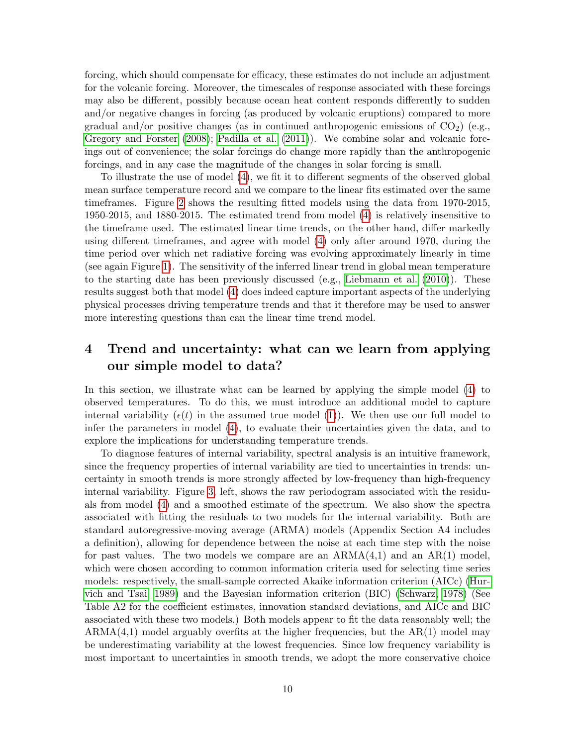forcing, which should compensate for efficacy, these estimates do not include an adjustment for the volcanic forcing. Moreover, the timescales of response associated with these forcings may also be different, possibly because ocean heat content responds differently to sudden and/or negative changes in forcing (as produced by volcanic eruptions) compared to more gradual and/or positive changes (as in continued anthropogenic emissions of $CO_2$) (e.g., Gregory and Forster (2008); Padilla et al. (2011)). We combine solar and volcanic forcings out of convenience; the solar forcings do change more rapidly than the anthropogenic forcings, and in any case the magnitude of the changes in solar forcing is small.

To illustrate the use of model (4), we fit it to different segments of the observed global mean surface temperature record and we compare to the linear fits estimated over the same timeframes. Figure 2 shows the resulting fitted models using the data from 1970-2015, 1950-2015, and 1880-2015. The estimated trend from model (4) is relatively insensitive to the timeframe used. The estimated linear time trends, on the other hand, differ markedly using different timeframes, and agree with model (4) only after around 1970, during the time period over which net radiative forcing was evolving approximately linearly in time (see again Figure 1). The sensitivity of the inferred linear trend in global mean temperature to the starting date has been previously discussed (e.g., Liebmann et al. (2010)). These results suggest both that model (4) does indeed capture important aspects of the underlying physical processes driving temperature trends and that it therefore may be used to answer more interesting questions than can the linear time trend model.

## 4 Trend and uncertainty: what can we learn from applying our simple model to data?

In this section, we illustrate what can be learned by applying the simple model (4) to observed temperatures. To do this, we must introduce an additional model to capture internal variability ($\epsilon(t)$ in the assumed true model (1)). We then use our full model to infer the parameters in model (4), to evaluate their uncertainties given the data, and to explore the implications for understanding temperature trends.

To diagnose features of internal variability, spectral analysis is an intuitive framework, since the frequency properties of internal variability are tied to uncertainties in trends: uncertainty in smooth trends is more strongly affected by low-frequency than high-frequency internal variability. Figure 3, left, shows the raw periodogram associated with the residuals from model (4) and a smoothed estimate of the spectrum. We also show the spectra associated with fitting the residuals to two models for the internal variability. Both are standard autoregressive-moving average (ARMA) models (Appendix Section A4 includes a definition), allowing for dependence between the noise at each time step with the noise for past values. The two models we compare are an ARMA(4,1) and an AR(1) model, which were chosen according to common information criteria used for selecting time series models: respectively, the small-sample corrected Akaike information criterion (AICc) (Hurvich and Tsai, 1989) and the Bayesian information criterion (BIC) (Schwarz, 1978) (See Table A2 for the coefficient estimates, innovation standard deviations, and AICc and BIC associated with these two models.) Both models appear to fit the data reasonably well; the ARMA(4,1) model arguably overfits at the higher frequencies, but the AR(1) model may be underestimating variability at the lowest frequencies. Since low frequency variability is most important to uncertainties in smooth trends, we adopt the more conservative choice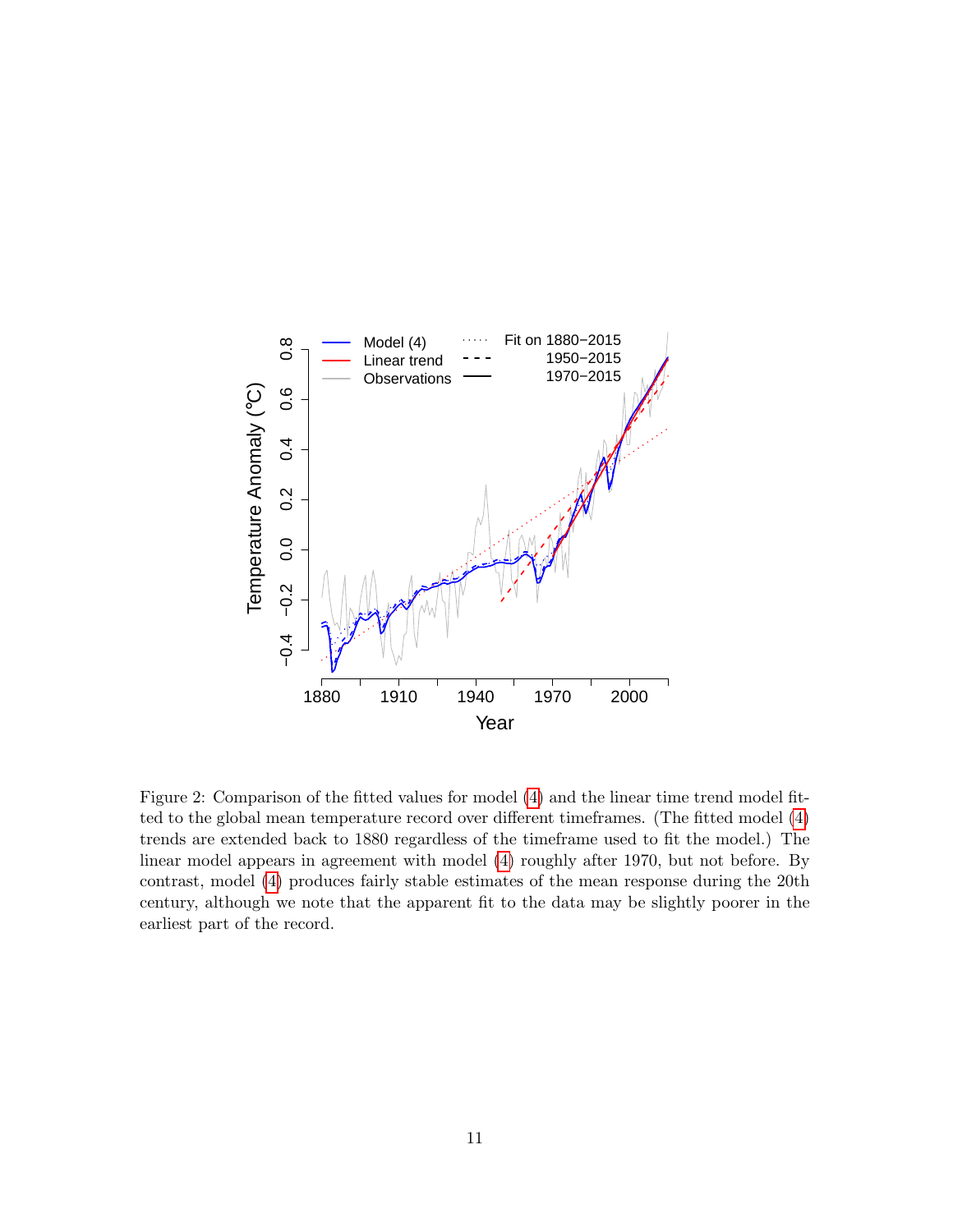Figure 2: Comparison of the fitted values for model (4) and the linear time trend model fitted to the global mean temperature record over different timeframes. (The fitted model (4) trends are extended back to 1880 regardless of the timeframe used to fit the model.) The linear model appears in agreement with model (4) roughly after 1970, but not before. By contrast, model (4) produces fairly stable estimates of the mean response during the 20th century, although we note that the apparent fit to the data may be slightly poorer in the earliest part of the record.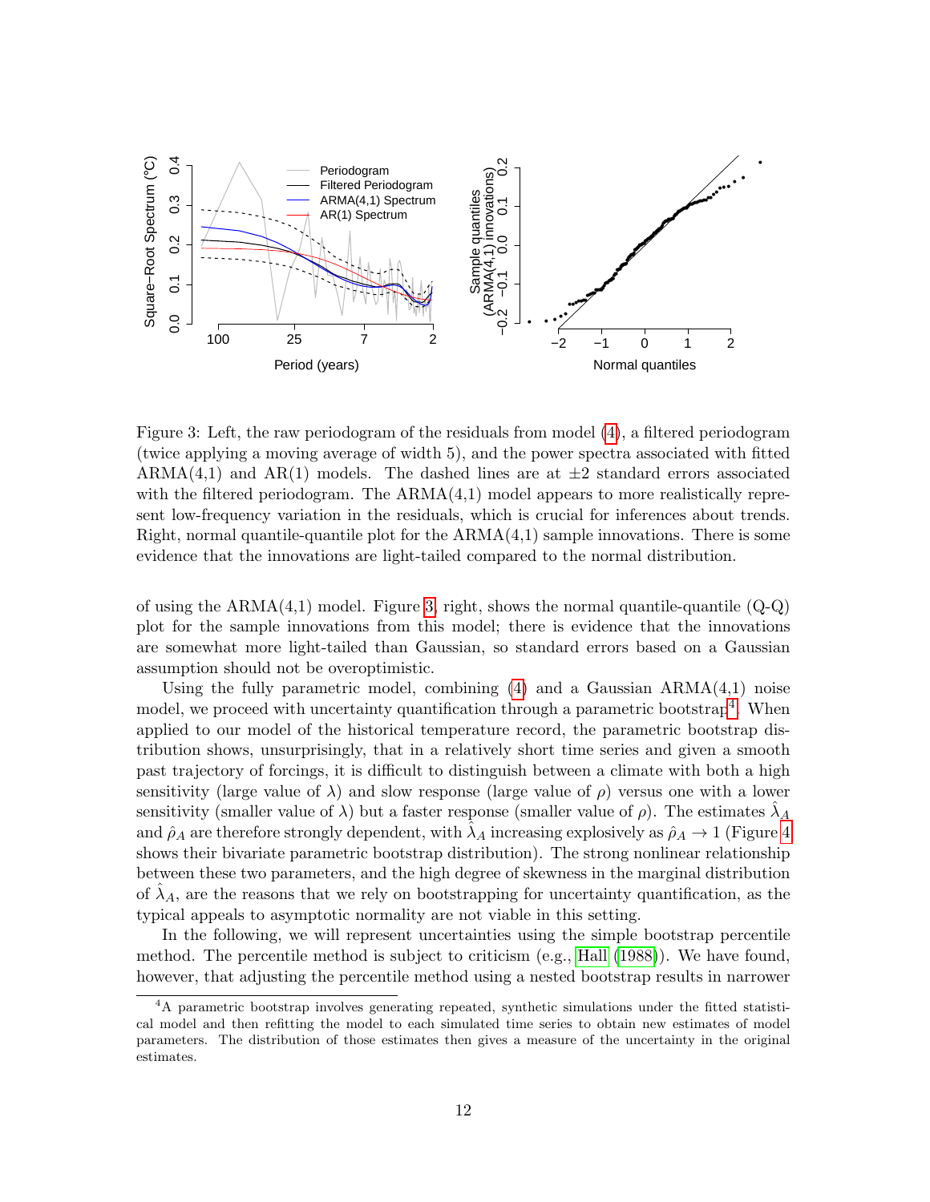Figure 3: Left, the raw periodogram of the residuals from model (4), a filtered periodogram (twice applying a moving average of width 5), and the power spectra associated with fitted ARMA(4,1) and AR(1) models. The dashed lines are at ±2 standard errors associated with the filtered periodogram. The ARMA(4,1) model appears to more realistically represent low-frequency variation in the residuals, which is crucial for inferences about trends. Right, normal quantile-quantile plot for the ARMA(4,1) sample innovations. There is some evidence that the innovations are light-tailed compared to the normal distribution.

of using the ARMA(4,1) model. Figure 3, right, shows the normal quantile-quantile (Q-Q) plot for the sample innovations from this model; there is evidence that the innovations are somewhat more light-tailed than Gaussian, so standard errors based on a Gaussian assumption should not be overoptimistic.

Using the fully parametric model, combining (4) and a Gaussian ARMA(4,1) noise model, we proceed with uncertainty quantification through a parametric bootstrap[4]. When applied to our model of the historical temperature record, the parametric bootstrap distribution shows, unsurprisingly, that in a relatively short time series and given a smooth past trajectory of forcings, it is difficult to distinguish between a climate with both a high sensitivity (large value of $\lambda$) and slow response (large value of $\rho$) versus one with a lower sensitivity (smaller value of $\lambda$) but a faster response (smaller value of $\rho$). The estimates $\hat{\lambda}_A$ and $\hat{\rho}_A$ are therefore strongly dependent, with $\hat{\lambda}_A$ increasing explosively as $\hat{\rho}_A \to 1$ (Figure 4 shows their bivariate parametric bootstrap distribution). The strong nonlinear relationship between these two parameters, and the high degree of skewness in the marginal distribution of $\hat{\lambda}_A$, are the reasons that we rely on bootstrapping for uncertainty quantification, as the typical appeals to asymptotic normality are not viable in this setting.

In the following, we will represent uncertainties using the simple bootstrap percentile method. The percentile method is subject to criticism (e.g., Hall (1988)). We have found, however, that adjusting the percentile method using a nested bootstrap results in narrower

[4] A parametric bootstrap involves generating repeated, synthetic simulations under the fitted statistical model and then refitting the model to each simulated time series to obtain new estimates of model parameters. The distribution of those estimates then gives a measure of the uncertainty in the original estimates.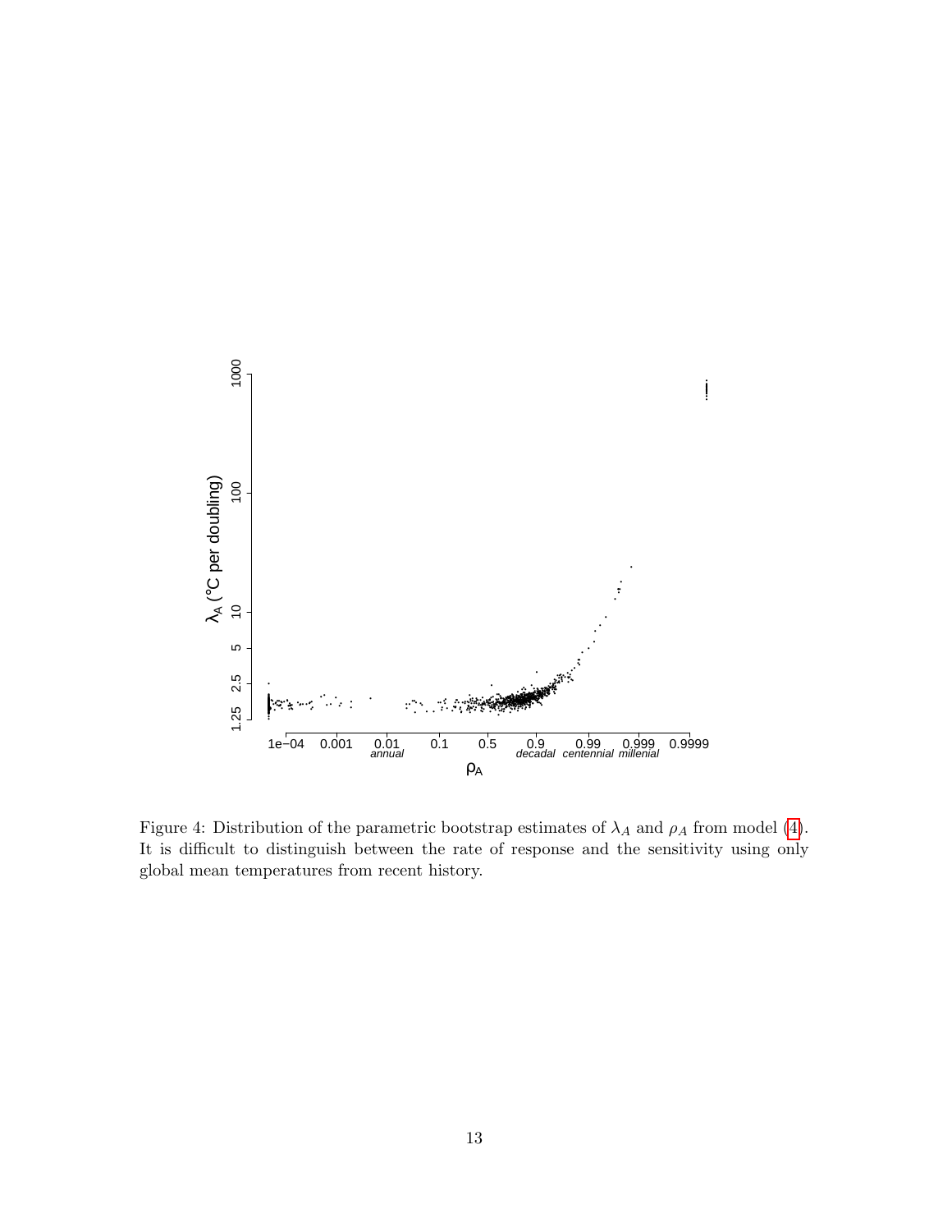Figure 4: Distribution of the parametric bootstrap estimates of $\lambda_A$ and $\rho_A$ from model (4). It is difficult to distinguish between the rate of response and the sensitivity using only global mean temperatures from recent history.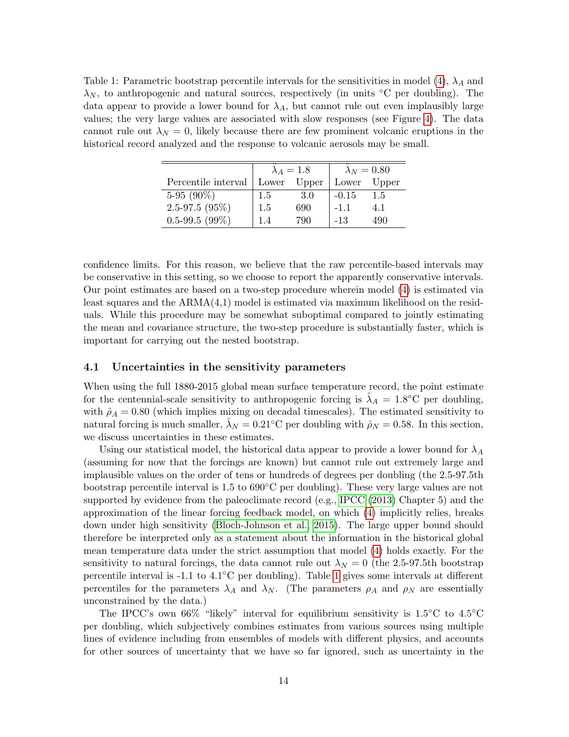Table 1: Parametric bootstrap percentile intervals for the sensitivities in model (4), $\lambda_A$ and $\lambda_N$, to anthropogenic and natural sources, respectively (in units °C per doubling). The data appear to provide a lower bound for $\lambda_A$, but cannot rule out even implausibly large values; the very large values are associated with slow responses (see Figure 4). The data cannot rule out $\lambda_N = 0$, likely because there are few prominent volcanic eruptions in the historical record analyzed and the response to volcanic aerosols may be small.

| | $\hat{\lambda}_A = 1.8$ | | $\hat{\lambda}_N = 0.80$ | |
|---|---|---|---|---|
| Percentile interval | Lower | Upper | Lower | Upper |
| 5-95 (90%) | 1.5 | 3.0 | -0.15 | 1.5 |
| 2.5-97.5 (95%) | 1.5 | 690 | -1.1 | 4.1 |
| 0.5-99.5 (99%) | 1.4 | 790 | -13 | 490 |

confidence limits. For this reason, we believe that the raw percentile-based intervals may be conservative in this setting, so we choose to report the apparently conservative intervals. Our point estimates are based on a two-step procedure wherein model (4) is estimated via least squares and the ARMA(4,1) model is estimated via maximum likelihood on the residuals. While this procedure may be somewhat suboptimal compared to jointly estimating the mean and covariance structure, the two-step procedure is substantially faster, which is important for carrying out the nested bootstrap.

### 4.1 Uncertainties in the sensitivity parameters

When using the full 1880-2015 global mean surface temperature record, the point estimate for the centennial-scale sensitivity to anthropogenic forcing is $\hat{\lambda}_A = 1.8$°C per doubling, with $\hat{\rho}_A = 0.80$ (which implies mixing on decadal timescales). The estimated sensitivity to natural forcing is much smaller, $\hat{\lambda}_N = 0.21$°C per doubling with $\hat{\rho}_N = 0.58$. In this section, we discuss uncertainties in these estimates.

Using our statistical model, the historical data appear to provide a lower bound for $\lambda_A$ (assuming for now that the forcings are known) but cannot rule out extremely large and implausible values on the order of tens or hundreds of degrees per doubling (the 2.5-97.5th bootstrap percentile interval is 1.5 to 690°C per doubling). These very large values are not supported by evidence from the paleoclimate record (e.g., IPCC (2013) Chapter 5) and the approximation of the linear forcing feedback model, on which (4) implicitly relies, breaks down under high sensitivity (Bloch-Johnson et al., 2015). The large upper bound should therefore be interpreted only as a statement about the information in the historical global mean temperature data under the strict assumption that model (4) holds exactly. For the sensitivity to natural forcings, the data cannot rule out $\lambda_N = 0$ (the 2.5-97.5th bootstrap percentile interval is -1.1 to 4.1°C per doubling). Table 1 gives some intervals at different percentiles for the parameters $\lambda_A$ and $\lambda_N$. (The parameters $\rho_A$ and $\rho_N$ are essentially unconstrained by the data.)

The IPCC's own 66% "likely" interval for equilibrium sensitivity is 1.5°C to 4.5°C per doubling, which subjectively combines estimates from various sources using multiple lines of evidence including from ensembles of models with different physics, and accounts for other sources of uncertainty that we have so far ignored, such as uncertainty in the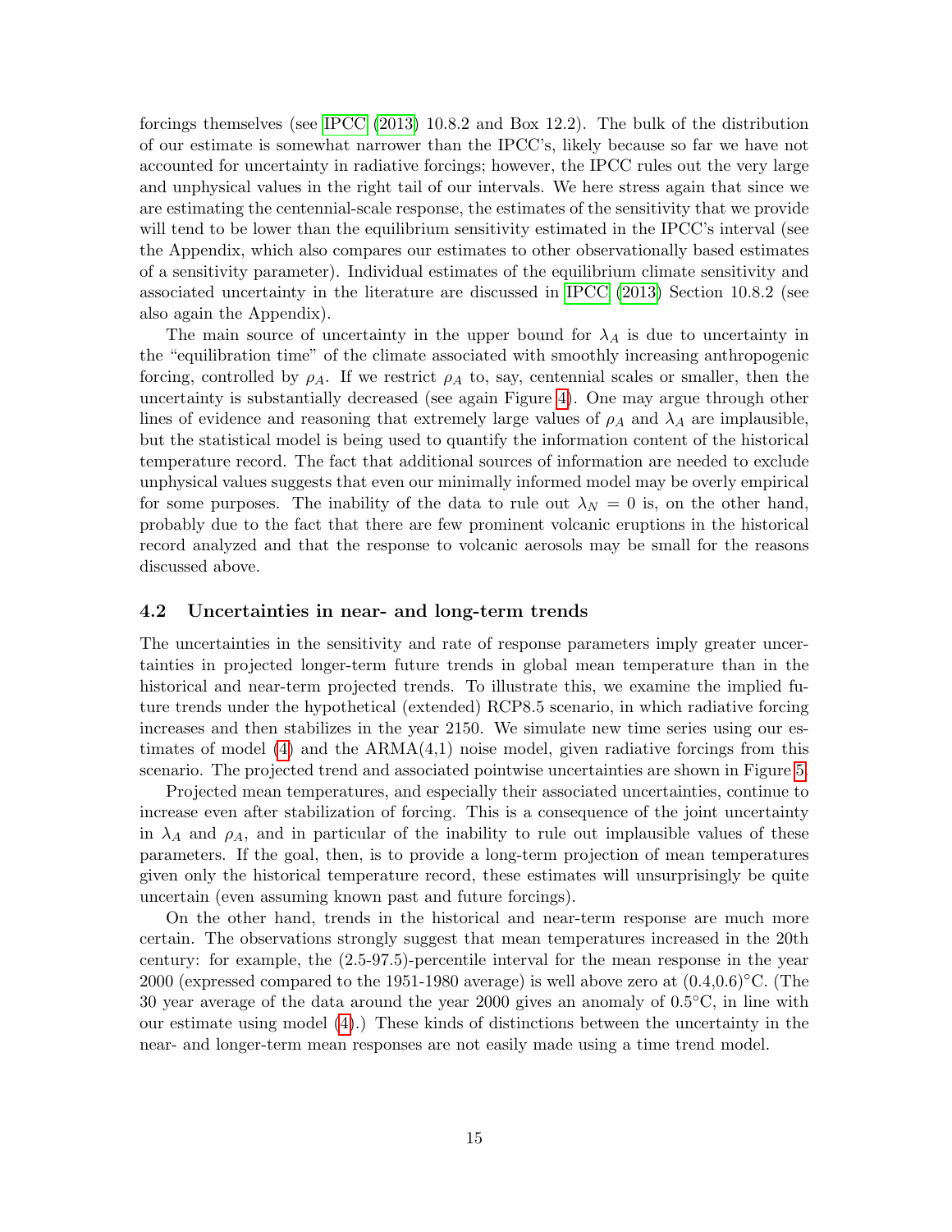forcings themselves (see IPCC (2013) 10.8.2 and Box 12.2). The bulk of the distribution of our estimate is somewhat narrower than the IPCC's, likely because so far we have not accounted for uncertainty in radiative forcings; however, the IPCC rules out the very large and unphysical values in the right tail of our intervals. We here stress again that since we are estimating the centennial-scale response, the estimates of the sensitivity that we provide will tend to be lower than the equilibrium sensitivity estimated in the IPCC's interval (see the Appendix, which also compares our estimates to other observationally based estimates of a sensitivity parameter). Individual estimates of the equilibrium climate sensitivity and associated uncertainty in the literature are discussed in IPCC (2013) Section 10.8.2 (see also again the Appendix).

The main source of uncertainty in the upper bound for $\lambda_A$ is due to uncertainty in the "equilibration time" of the climate associated with smoothly increasing anthropogenic forcing, controlled by $\rho_A$. If we restrict $\rho_A$ to, say, centennial scales or smaller, then the uncertainty is substantially decreased (see again Figure 4). One may argue through other lines of evidence and reasoning that extremely large values of $\rho_A$ and $\lambda_A$ are implausible, but the statistical model is being used to quantify the information content of the historical temperature record. The fact that additional sources of information are needed to exclude unphysical values suggests that even our minimally informed model may be overly empirical for some purposes. The inability of the data to rule out $\lambda_N = 0$ is, on the other hand, probably due to the fact that there are few prominent volcanic eruptions in the historical record analyzed and that the response to volcanic aerosols may be small for the reasons discussed above.

### 4.2 Uncertainties in near- and long-term trends

The uncertainties in the sensitivity and rate of response parameters imply greater uncertainties in projected longer-term future trends in global mean temperature than in the historical and near-term projected trends. To illustrate this, we examine the implied future trends under the hypothetical (extended) RCP8.5 scenario, in which radiative forcing increases and then stabilizes in the year 2150. We simulate new time series using our estimates of model (4) and the ARMA(4,1) noise model, given radiative forcings from this scenario. The projected trend and associated pointwise uncertainties are shown in Figure 5.

Projected mean temperatures, and especially their associated uncertainties, continue to increase even after stabilization of forcing. This is a consequence of the joint uncertainty in $\lambda_A$ and $\rho_A$, and in particular of the inability to rule out implausible values of these parameters. If the goal, then, is to provide a long-term projection of mean temperatures given only the historical temperature record, these estimates will unsurprisingly be quite uncertain (even assuming known past and future forcings).

On the other hand, trends in the historical and near-term response are much more certain. The observations strongly suggest that mean temperatures increased in the 20th century: for example, the (2.5-97.5)-percentile interval for the mean response in the year 2000 (expressed compared to the 1951-1980 average) is well above zero at (0.4,0.6)°C. (The 30 year average of the data around the year 2000 gives an anomaly of 0.5°C, in line with our estimate using model (4).) These kinds of distinctions between the uncertainty in the near- and longer-term mean responses are not easily made using a time trend model.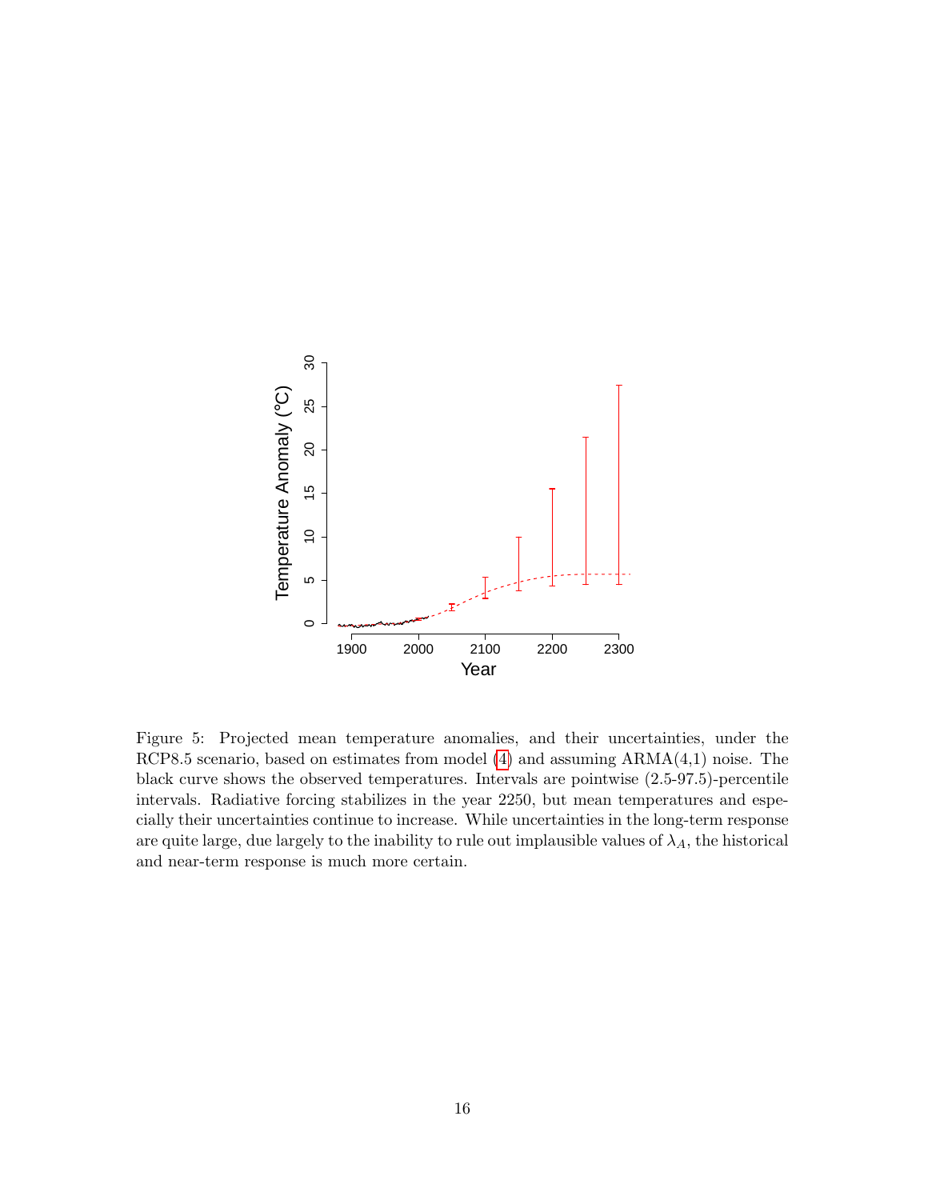Figure 5: Projected mean temperature anomalies, and their uncertainties, under the RCP8.5 scenario, based on estimates from model (4) and assuming ARMA(4,1) noise. The black curve shows the observed temperatures. Intervals are pointwise (2.5-97.5)-percentile intervals. Radiative forcing stabilizes in the year 2250, but mean temperatures and especially their uncertainties continue to increase. While uncertainties in the long-term response are quite large, due largely to the inability to rule out implausible values of $\lambda_A$, the historical and near-term response is much more certain.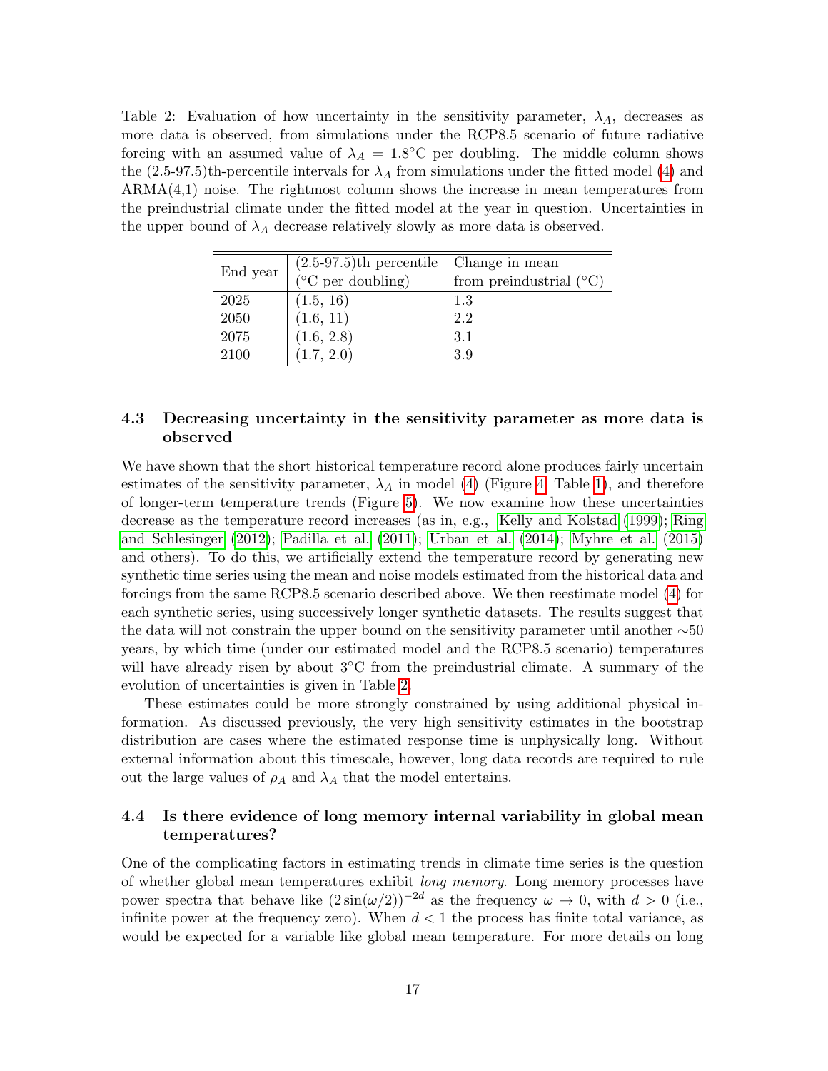Table 2: Evaluation of how uncertainty in the sensitivity parameter, $\lambda_A$, decreases as more data is observed, from simulations under the RCP8.5 scenario of future radiative forcing with an assumed value of $\lambda_A = 1.8$°C per doubling. The middle column shows the (2.5-97.5)th-percentile intervals for $\lambda_A$ from simulations under the fitted model (4) and ARMA(4,1) noise. The rightmost column shows the increase in mean temperatures from the preindustrial climate under the fitted model at the year in question. Uncertainties in the upper bound of $\lambda_A$ decrease relatively slowly as more data is observed.

| End year | (2.5-97.5)th percentile (°C per doubling) | Change in mean from preindustrial (°C) |
|---|---|---|
| 2025 | (1.5, 16) | 1.3 |
| 2050 | (1.6, 11) | 2.2 |
| 2075 | (1.6, 2.8) | 3.1 |
| 2100 | (1.7, 2.0) | 3.9 |

### 4.3 Decreasing uncertainty in the sensitivity parameter as more data is observed

We have shown that the short historical temperature record alone produces fairly uncertain estimates of the sensitivity parameter, $\lambda_A$ in model (4) (Figure 4, Table 1), and therefore of longer-term temperature trends (Figure 5). We now examine how these uncertainties decrease as the temperature record increases (as in, e.g., Kelly and Kolstad (1999); Ring and Schlesinger (2012); Padilla et al. (2011); Urban et al. (2014); Myhre et al. (2015) and others). To do this, we artificially extend the temperature record by generating new synthetic time series using the mean and noise models estimated from the historical data and forcings from the same RCP8.5 scenario described above. We then reestimate model (4) for each synthetic series, using successively longer synthetic datasets. The results suggest that the data will not constrain the upper bound on the sensitivity parameter until another ∼50 years, by which time (under our estimated model and the RCP8.5 scenario) temperatures will have already risen by about 3°C from the preindustrial climate. A summary of the evolution of uncertainties is given in Table 2.

These estimates could be more strongly constrained by using additional physical information. As discussed previously, the very high sensitivity estimates in the bootstrap distribution are cases where the estimated response time is unphysically long. Without external information about this timescale, however, long data records are required to rule out the large values of $\rho_A$ and $\lambda_A$ that the model entertains.

### 4.4 Is there evidence of long memory internal variability in global mean temperatures?

One of the complicating factors in estimating trends in climate time series is the question of whether global mean temperatures exhibit *long memory*. Long memory processes have power spectra that behave like $(2\sin(\omega/2))^{-2d}$ as the frequency $\omega \to 0$, with $d > 0$ (i.e., infinite power at the frequency zero). When $d < 1$ the process has finite total variance, as would be expected for a variable like global mean temperature. For more details on long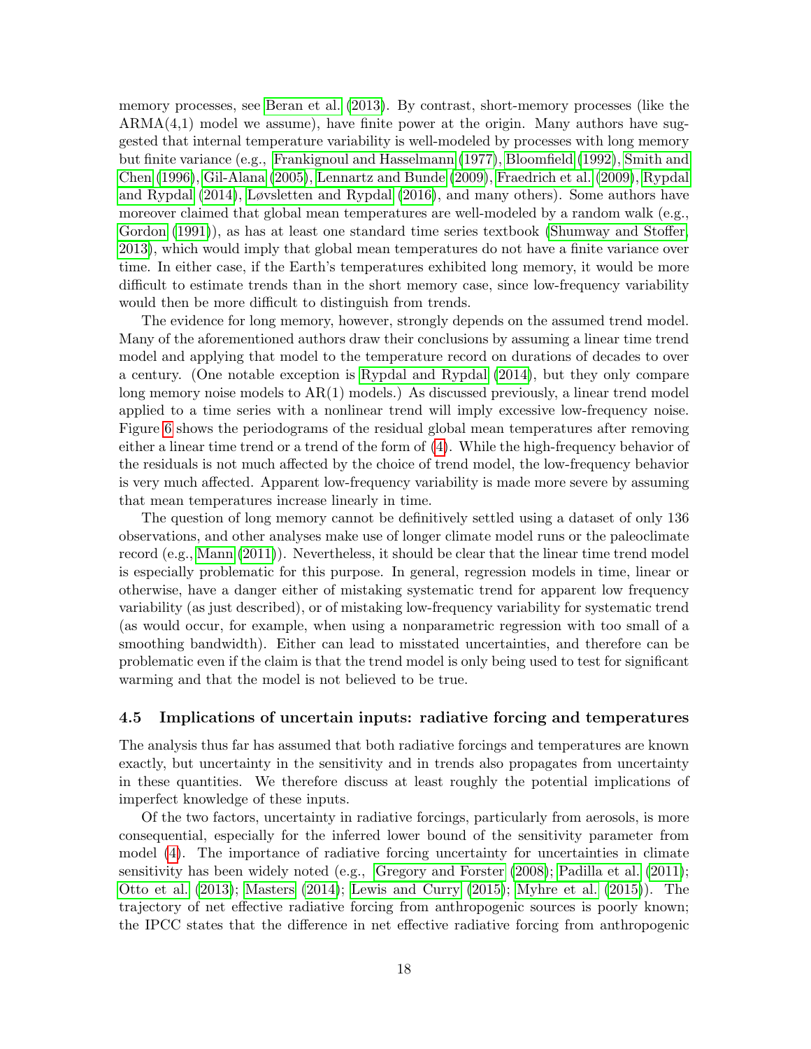memory processes, see Beran et al. (2013). By contrast, short-memory processes (like the ARMA(4,1) model we assume), have finite power at the origin. Many authors have suggested that internal temperature variability is well-modeled by processes with long memory but finite variance (e.g., Frankignoul and Hasselmann (1977), Bloomfield (1992), Smith and Chen (1996), Gil-Alana (2005), Lennartz and Bunde (2009), Fraedrich et al. (2009), Rypdal and Rypdal (2014), Løvsletten and Rypdal (2016), and many others). Some authors have moreover claimed that global mean temperatures are well-modeled by a random walk (e.g., Gordon (1991)), as has at least one standard time series textbook (Shumway and Stoffer, 2013), which would imply that global mean temperatures do not have a finite variance over time. In either case, if the Earth's temperatures exhibited long memory, it would be more difficult to estimate trends than in the short memory case, since low-frequency variability would then be more difficult to distinguish from trends.

The evidence for long memory, however, strongly depends on the assumed trend model. Many of the aforementioned authors draw their conclusions by assuming a linear time trend model and applying that model to the temperature record on durations of decades to over a century. (One notable exception is Rypdal and Rypdal (2014), but they only compare long memory noise models to AR(1) models.) As discussed previously, a linear trend model applied to a time series with a nonlinear trend will imply excessive low-frequency noise. Figure 6 shows the periodograms of the residual global mean temperatures after removing either a linear time trend or a trend of the form of (4). While the high-frequency behavior of the residuals is not much affected by the choice of trend model, the low-frequency behavior is very much affected. Apparent low-frequency variability is made more severe by assuming that mean temperatures increase linearly in time.

The question of long memory cannot be definitively settled using a dataset of only 136 observations, and other analyses make use of longer climate model runs or the paleoclimate record (e.g., Mann (2011)). Nevertheless, it should be clear that the linear time trend model is especially problematic for this purpose. In general, regression models in time, linear or otherwise, have a danger either of mistaking systematic trend for apparent low frequency variability (as just described), or of mistaking low-frequency variability for systematic trend (as would occur, for example, when using a nonparametric regression with too small of a smoothing bandwidth). Either can lead to misstated uncertainties, and therefore can be problematic even if the claim is that the trend model is only being used to test for significant warming and that the model is not believed to be true.

### 4.5 Implications of uncertain inputs: radiative forcing and temperatures

The analysis thus far has assumed that both radiative forcings and temperatures are known exactly, but uncertainty in the sensitivity and in trends also propagates from uncertainty in these quantities. We therefore discuss at least roughly the potential implications of imperfect knowledge of these inputs.

Of the two factors, uncertainty in radiative forcings, particularly from aerosols, is more consequential, especially for the inferred lower bound of the sensitivity parameter from model (4). The importance of radiative forcing uncertainty for uncertainties in climate sensitivity has been widely noted (e.g., Gregory and Forster (2008); Padilla et al. (2011); Otto et al. (2013); Masters (2014); Lewis and Curry (2015); Myhre et al. (2015)). The trajectory of net effective radiative forcing from anthropogenic sources is poorly known; the IPCC states that the difference in net effective radiative forcing from anthropogenic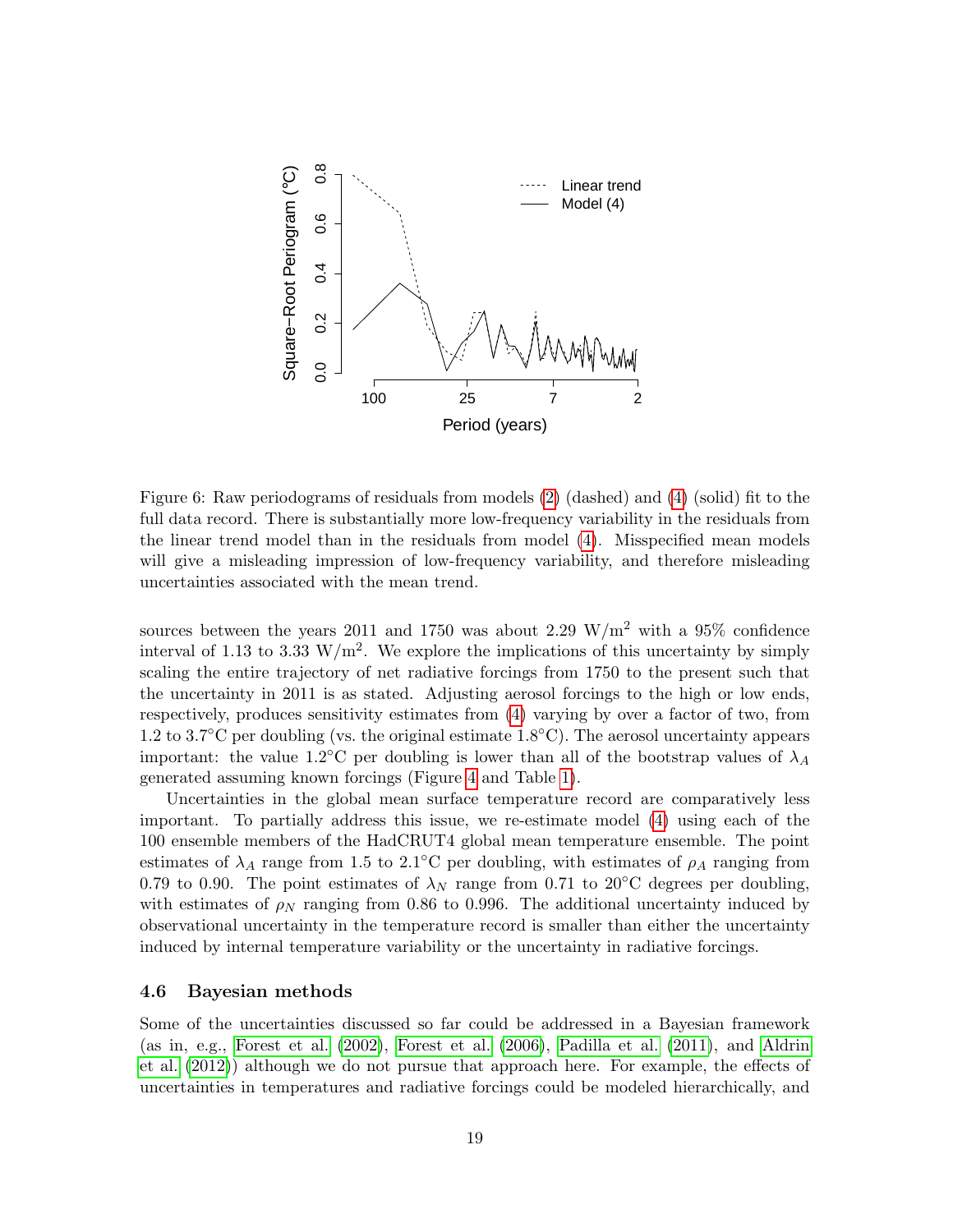Figure 6: Raw periodograms of residuals from models (2) (dashed) and (4) (solid) fit to the full data record. There is substantially more low-frequency variability in the residuals from the linear trend model than in the residuals from model (4). Misspecified mean models will give a misleading impression of low-frequency variability, and therefore misleading uncertainties associated with the mean trend.

sources between the years 2011 and 1750 was about 2.29 $W/m^2$ with a 95% confidence interval of 1.13 to 3.33 $W/m^2$. We explore the implications of this uncertainty by simply scaling the entire trajectory of net radiative forcings from 1750 to the present such that the uncertainty in 2011 is as stated. Adjusting aerosol forcings to the high or low ends, respectively, produces sensitivity estimates from (4) varying by over a factor of two, from 1.2 to 3.7°C per doubling (vs. the original estimate 1.8°C). The aerosol uncertainty appears important: the value 1.2°C per doubling is lower than all of the bootstrap values of $\lambda_A$ generated assuming known forcings (Figure 4 and Table 1).

Uncertainties in the global mean surface temperature record are comparatively less important. To partially address this issue, we re-estimate model (4) using each of the 100 ensemble members of the HadCRUT4 global mean temperature ensemble. The point estimates of $\lambda_A$ range from 1.5 to 2.1°C per doubling, with estimates of $\rho_A$ ranging from 0.79 to 0.90. The point estimates of $\lambda_N$ range from 0.71 to 20°C degrees per doubling, with estimates of $\rho_N$ ranging from 0.86 to 0.996. The additional uncertainty induced by observational uncertainty in the temperature record is smaller than either the uncertainty induced by internal temperature variability or the uncertainty in radiative forcings.

### 4.6 Bayesian methods

Some of the uncertainties discussed so far could be addressed in a Bayesian framework (as in, e.g., Forest et al. (2002), Forest et al. (2006), Padilla et al. (2011), and Aldrin et al. (2012)) although we do not pursue that approach here. For example, the effects of uncertainties in temperatures and radiative forcings could be modeled hierarchically, and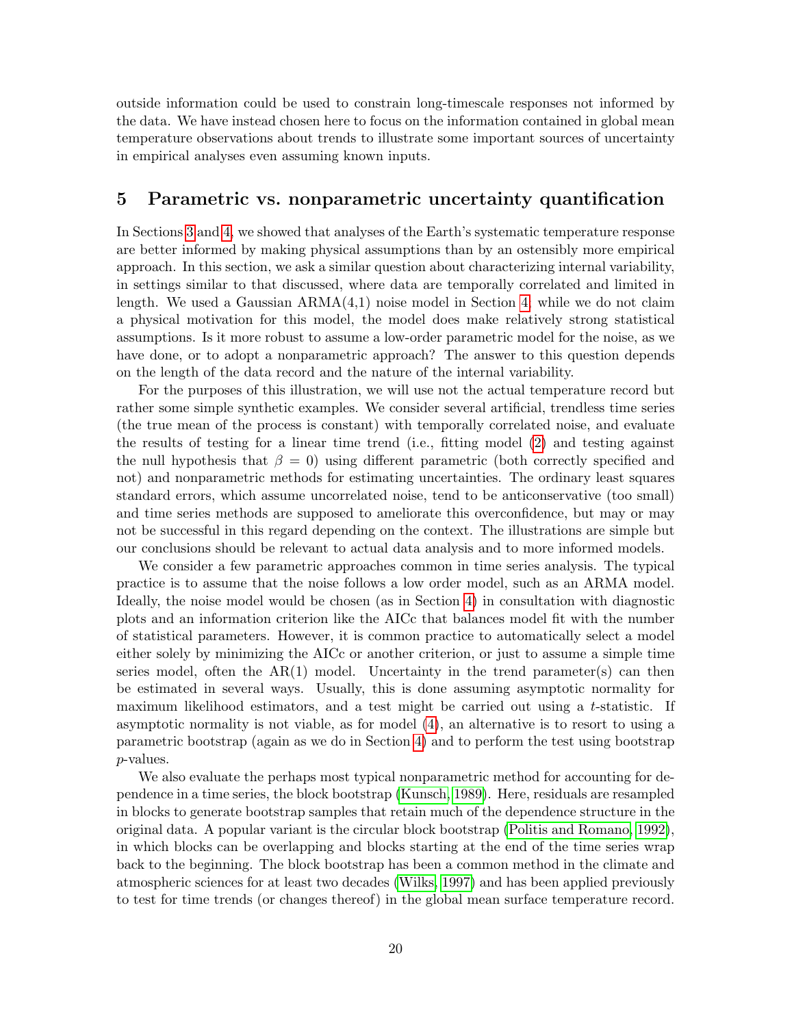outside information could be used to constrain long-timescale responses not informed by the data. We have instead chosen here to focus on the information contained in global mean temperature observations about trends to illustrate some important sources of uncertainty in empirical analyses even assuming known inputs.

## 5 Parametric vs. nonparametric uncertainty quantification

In Sections 3 and 4, we showed that analyses of the Earth's systematic temperature response are better informed by making physical assumptions than by an ostensibly more empirical approach. In this section, we ask a similar question about characterizing internal variability, in settings similar to that discussed, where data are temporally correlated and limited in length. We used a Gaussian ARMA(4,1) noise model in Section 4; while we do not claim a physical motivation for this model, the model does make relatively strong statistical assumptions. Is it more robust to assume a low-order parametric model for the noise, as we have done, or to adopt a nonparametric approach? The answer to this question depends on the length of the data record and the nature of the internal variability.

For the purposes of this illustration, we will use not the actual temperature record but rather some simple synthetic examples. We consider several artificial, trendless time series (the true mean of the process is constant) with temporally correlated noise, and evaluate the results of testing for a linear time trend (i.e., fitting model (2) and testing against the null hypothesis that $\beta = 0$) using different parametric (both correctly specified and not) and nonparametric methods for estimating uncertainties. The ordinary least squares standard errors, which assume uncorrelated noise, tend to be anticonservative (too small) and time series methods are supposed to ameliorate this overconfidence, but may or may not be successful in this regard depending on the context. The illustrations are simple but our conclusions should be relevant to actual data analysis and to more informed models.

We consider a few parametric approaches common in time series analysis. The typical practice is to assume that the noise follows a low order model, such as an ARMA model. Ideally, the noise model would be chosen (as in Section 4) in consultation with diagnostic plots and an information criterion like the AICc that balances model fit with the number of statistical parameters. However, it is common practice to automatically select a model either solely by minimizing the AICc or another criterion, or just to assume a simple time series model, often the AR(1) model. Uncertainty in the trend parameter(s) can then be estimated in several ways. Usually, this is done assuming asymptotic normality for maximum likelihood estimators, and a test might be carried out using a $t$-statistic. If asymptotic normality is not viable, as for model (4), an alternative is to resort to using a parametric bootstrap (again as we do in Section 4) and to perform the test using bootstrap $p$-values.

We also evaluate the perhaps most typical nonparametric method for accounting for dependence in a time series, the block bootstrap (Kunsch, 1989). Here, residuals are resampled in blocks to generate bootstrap samples that retain much of the dependence structure in the original data. A popular variant is the circular block bootstrap (Politis and Romano, 1992), in which blocks can be overlapping and blocks starting at the end of the time series wrap back to the beginning. The block bootstrap has been a common method in the climate and atmospheric sciences for at least two decades (Wilks, 1997) and has been applied previously to test for time trends (or changes thereof) in the global mean surface temperature record.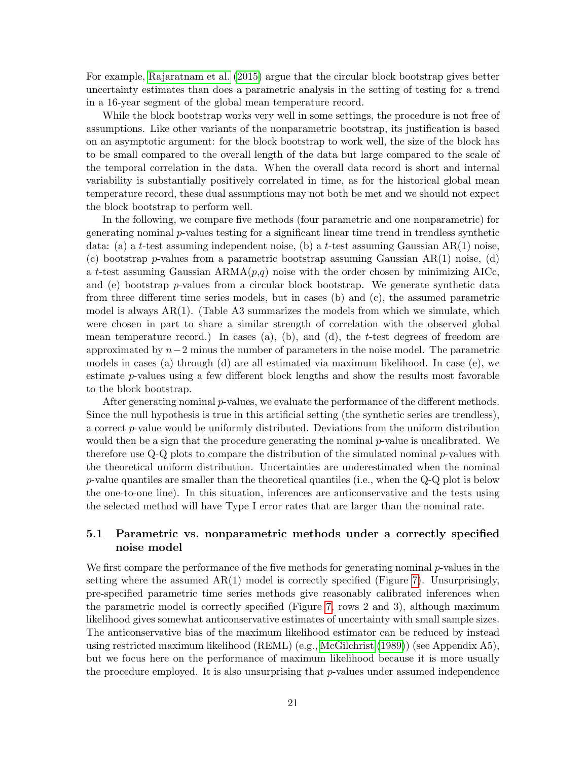For example, Rajaratnam et al. (2015) argue that the circular block bootstrap gives better uncertainty estimates than does a parametric analysis in the setting of testing for a trend in a 16-year segment of the global mean temperature record.

While the block bootstrap works very well in some settings, the procedure is not free of assumptions. Like other variants of the nonparametric bootstrap, its justification is based on an asymptotic argument: for the block bootstrap to work well, the size of the block has to be small compared to the overall length of the data but large compared to the scale of the temporal correlation in the data. When the overall data record is short and internal variability is substantially positively correlated in time, as for the historical global mean temperature record, these dual assumptions may not both be met and we should not expect the block bootstrap to perform well.

In the following, we compare five methods (four parametric and one nonparametric) for generating nominal $p$-values testing for a significant linear time trend in trendless synthetic data: (a) a $t$-test assuming independent noise, (b) a $t$-test assuming Gaussian AR(1) noise, (c) bootstrap $p$-values from a parametric bootstrap assuming Gaussian AR(1) noise, (d) a $t$-test assuming Gaussian ARMA($p$,$q$) noise with the order chosen by minimizing AICc, and (e) bootstrap $p$-values from a circular block bootstrap. We generate synthetic data from three different time series models, but in cases (b) and (c), the assumed parametric model is always AR(1). (Table A3 summarizes the models from which we simulate, which were chosen in part to share a similar strength of correlation with the observed global mean temperature record.) In cases (a), (b), and (d), the $t$-test degrees of freedom are approximated by $n-2$ minus the number of parameters in the noise model. The parametric models in cases (a) through (d) are all estimated via maximum likelihood. In case (e), we estimate $p$-values using a few different block lengths and show the results most favorable to the block bootstrap.

After generating nominal $p$-values, we evaluate the performance of the different methods. Since the null hypothesis is true in this artificial setting (the synthetic series are trendless), a correct $p$-value would be uniformly distributed. Deviations from the uniform distribution would then be a sign that the procedure generating the nominal $p$-value is uncalibrated. We therefore use Q-Q plots to compare the distribution of the simulated nominal $p$-values with the theoretical uniform distribution. Uncertainties are underestimated when the nominal $p$-value quantiles are smaller than the theoretical quantiles (i.e., when the Q-Q plot is below the one-to-one line). In this situation, inferences are anticonservative and the tests using the selected method will have Type I error rates that are larger than the nominal rate.

### 5.1 Parametric vs. nonparametric methods under a correctly specified noise model

We first compare the performance of the five methods for generating nominal $p$-values in the setting where the assumed AR(1) model is correctly specified (Figure 7). Unsurprisingly, pre-specified parametric time series methods give reasonably calibrated inferences when the parametric model is correctly specified (Figure 7, rows 2 and 3), although maximum likelihood gives somewhat anticonservative estimates of uncertainty with small sample sizes. The anticonservative bias of the maximum likelihood estimator can be reduced by instead using restricted maximum likelihood (REML) (e.g., McGilchrist (1989)) (see Appendix A5), but we focus here on the performance of maximum likelihood because it is more usually the procedure employed. It is also unsurprising that $p$-values under assumed independence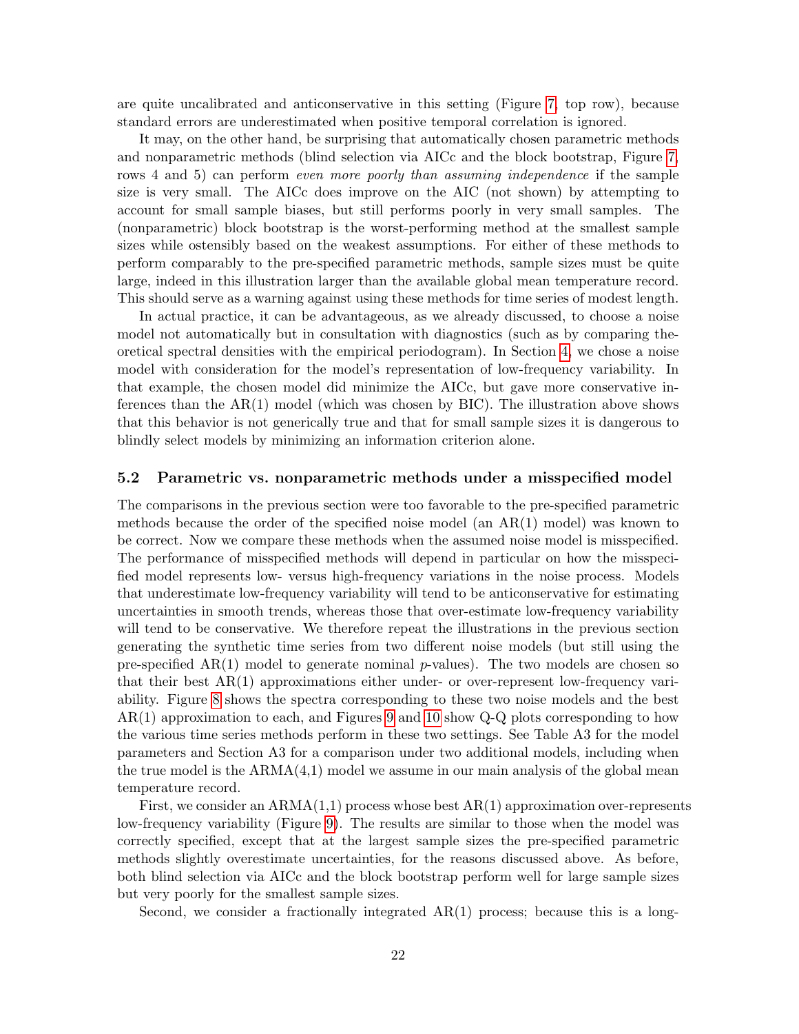are quite uncalibrated and anticonservative in this setting (Figure 7, top row), because standard errors are underestimated when positive temporal correlation is ignored.

It may, on the other hand, be surprising that automatically chosen parametric methods and nonparametric methods (blind selection via AICc and the block bootstrap, Figure 7, rows 4 and 5) can perform *even more poorly than assuming independence* if the sample size is very small. The AICc does improve on the AIC (not shown) by attempting to account for small sample biases, but still performs poorly in very small samples. The (nonparametric) block bootstrap is the worst-performing method at the smallest sample sizes while ostensibly based on the weakest assumptions. For either of these methods to perform comparably to the pre-specified parametric methods, sample sizes must be quite large, indeed in this illustration larger than the available global mean temperature record. This should serve as a warning against using these methods for time series of modest length.

In actual practice, it can be advantageous, as we already discussed, to choose a noise model not automatically but in consultation with diagnostics (such as by comparing theoretical spectral densities with the empirical periodogram). In Section 4, we chose a noise model with consideration for the model's representation of low-frequency variability. In that example, the chosen model did minimize the AICc, but gave more conservative inferences than the AR(1) model (which was chosen by BIC). The illustration above shows that this behavior is not generically true and that for small sample sizes it is dangerous to blindly select models by minimizing an information criterion alone.

### 5.2 Parametric vs. nonparametric methods under a misspecified model

The comparisons in the previous section were too favorable to the pre-specified parametric methods because the order of the specified noise model (an AR(1) model) was known to be correct. Now we compare these methods when the assumed noise model is misspecified. The performance of misspecified methods will depend in particular on how the misspecified model represents low- versus high-frequency variations in the noise process. Models that underestimate low-frequency variability will tend to be anticonservative for estimating uncertainties in smooth trends, whereas those that over-estimate low-frequency variability will tend to be conservative. We therefore repeat the illustrations in the previous section generating the synthetic time series from two different noise models (but still using the pre-specified AR(1) model to generate nominal $p$-values). The two models are chosen so that their best AR(1) approximations either under- or over-represent low-frequency variability. Figure 8 shows the spectra corresponding to these two noise models and the best AR(1) approximation to each, and Figures 9 and 10 show Q-Q plots corresponding to how the various time series methods perform in these two settings. See Table A3 for the model parameters and Section A3 for a comparison under two additional models, including when the true model is the ARMA(4,1) model we assume in our main analysis of the global mean temperature record.

First, we consider an ARMA(1,1) process whose best AR(1) approximation over-represents low-frequency variability (Figure 9). The results are similar to those when the model was correctly specified, except that at the largest sample sizes the pre-specified parametric methods slightly overestimate uncertainties, for the reasons discussed above. As before, both blind selection via AICc and the block bootstrap perform well for large sample sizes but very poorly for the smallest sample sizes.

Second, we consider a fractionally integrated AR(1) process; because this is a long-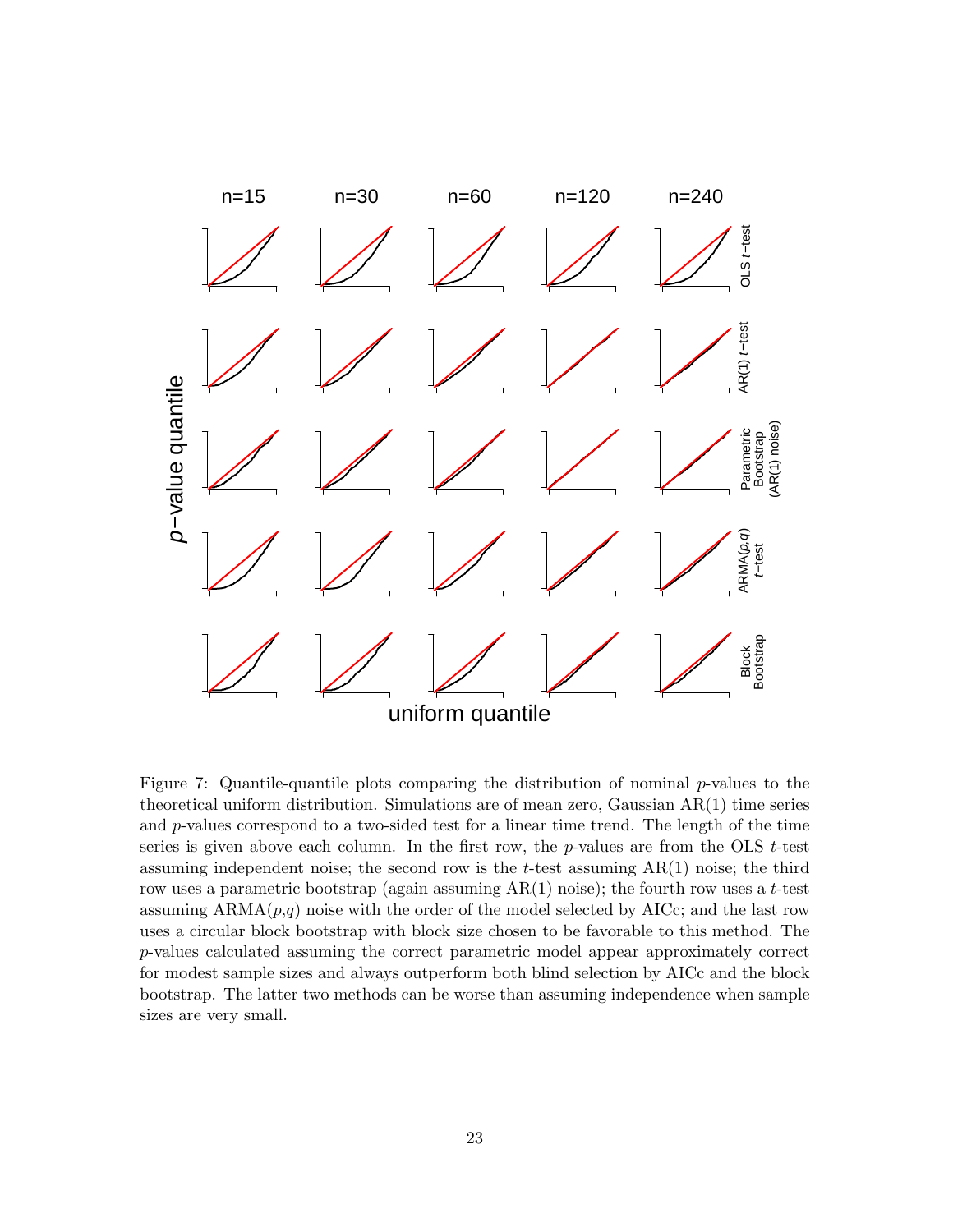Figure 7: Quantile-quantile plots comparing the distribution of nominal $p$-values to the theoretical uniform distribution. Simulations are of mean zero, Gaussian AR(1) time series and $p$-values correspond to a two-sided test for a linear time trend. The length of the time series is given above each column. In the first row, the $p$-values are from the OLS $t$-test assuming independent noise; the second row is the $t$-test assuming AR(1) noise; the third row uses a parametric bootstrap (again assuming AR(1) noise); the fourth row uses a $t$-test assuming ARMA($p$,$q$) noise with the order of the model selected by AICc; and the last row uses a circular block bootstrap with block size chosen to be favorable to this method. The $p$-values calculated assuming the correct parametric model appear approximately correct for modest sample sizes and always outperform both blind selection by AICc and the block bootstrap. The latter two methods can be worse than assuming independence when sample sizes are very small.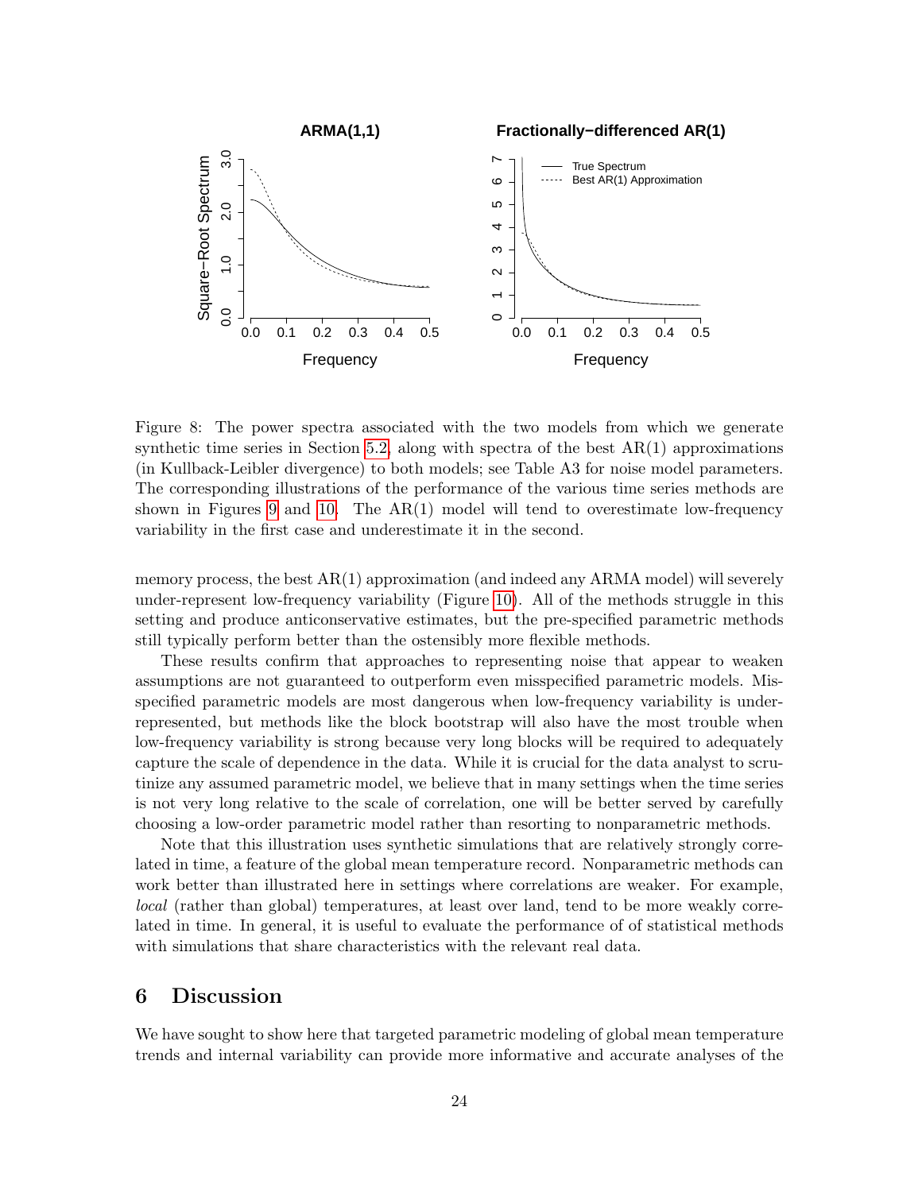Figure 8: The power spectra associated with the two models from which we generate synthetic time series in Section 5.2, along with spectra of the best AR(1) approximations (in Kullback-Leibler divergence) to both models; see Table A3 for noise model parameters. The corresponding illustrations of the performance of the various time series methods are shown in Figures 9 and 10. The AR(1) model will tend to overestimate low-frequency variability in the first case and underestimate it in the second.

memory process, the best AR(1) approximation (and indeed any ARMA model) will severely under-represent low-frequency variability (Figure 10). All of the methods struggle in this setting and produce anticonservative estimates, but the pre-specified parametric methods still typically perform better than the ostensibly more flexible methods.

These results confirm that approaches to representing noise that appear to weaken assumptions are not guaranteed to outperform even misspecified parametric models. Misspecified parametric models are most dangerous when low-frequency variability is under-represented, but methods like the block bootstrap will also have the most trouble when low-frequency variability is strong because very long blocks will be required to adequately capture the scale of dependence in the data. While it is crucial for the data analyst to scrutinize any assumed parametric model, we believe that in many settings when the time series is not very long relative to the scale of correlation, one will be better served by carefully choosing a low-order parametric model rather than resorting to nonparametric methods.

Note that this illustration uses synthetic simulations that are relatively strongly correlated in time, a feature of the global mean temperature record. Nonparametric methods can work better than illustrated here in settings where correlations are weaker. For example, *local* (rather than global) temperatures, at least over land, tend to be more weakly correlated in time. In general, it is useful to evaluate the performance of of statistical methods with simulations that share characteristics with the relevant real data.

## 6 Discussion

We have sought to show here that targeted parametric modeling of global mean temperature trends and internal variability can provide more informative and accurate analyses of the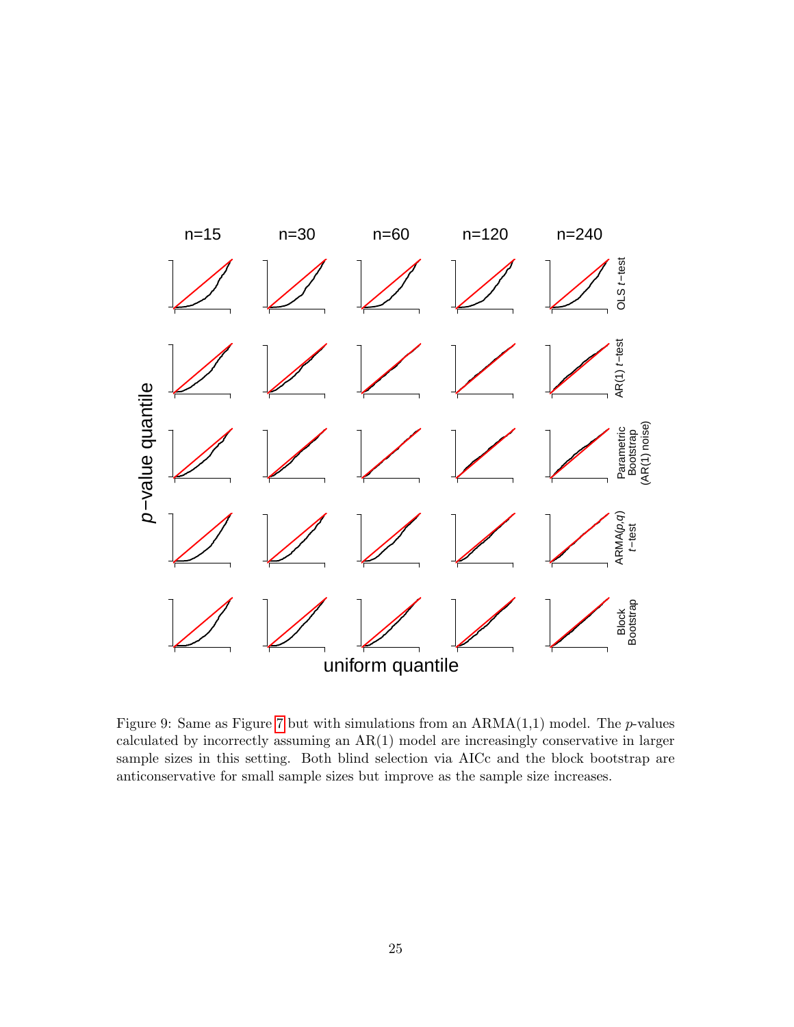Figure 9: Same as Figure 7 but with simulations from an ARMA(1,1) model. The $p$-values calculated by incorrectly assuming an AR(1) model are increasingly conservative in larger sample sizes in this setting. Both blind selection via AICc and the block bootstrap are anticonservative for small sample sizes but improve as the sample size increases.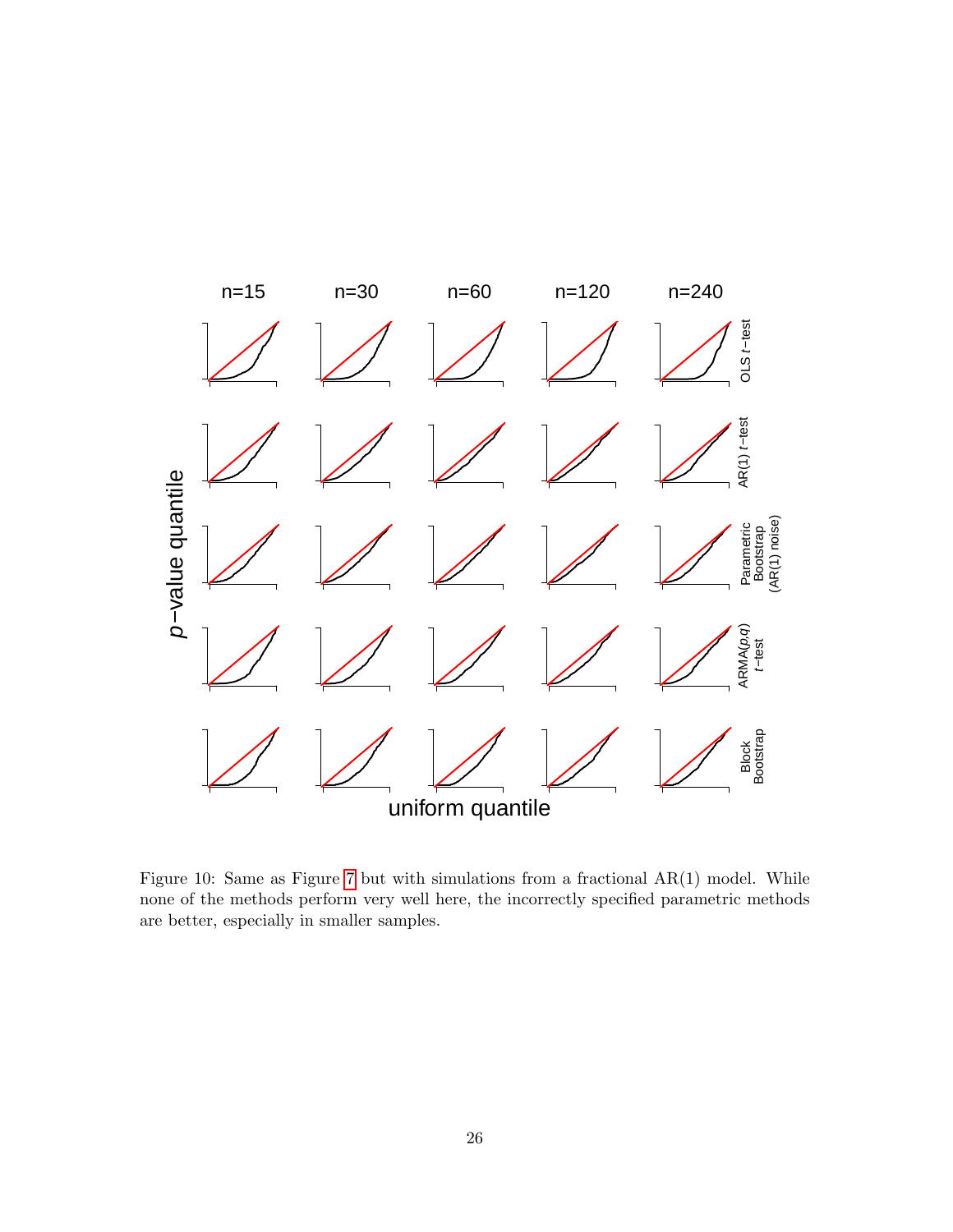Figure 10: Same as Figure 7 but with simulations from a fractional AR(1) model. While none of the methods perform very well here, the incorrectly specified parametric methods are better, especially in smaller samples.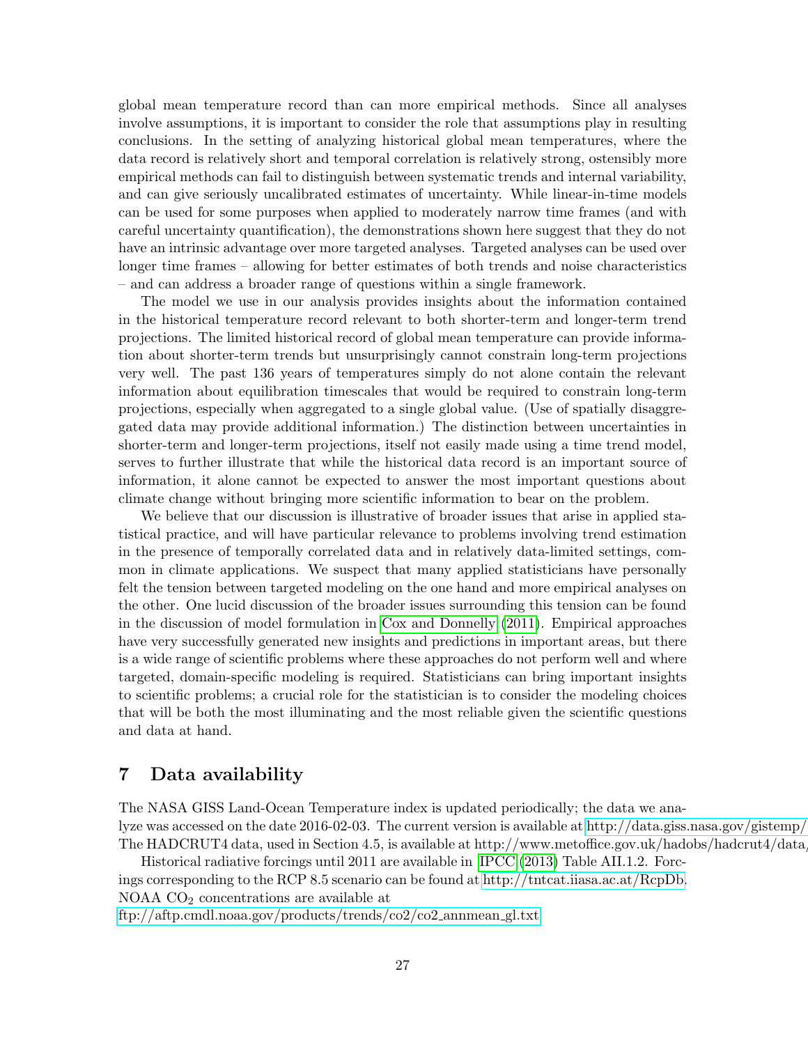global mean temperature record than can more empirical methods. Since all analyses involve assumptions, it is important to consider the role that assumptions play in resulting conclusions. In the setting of analyzing historical global mean temperatures, where the data record is relatively short and temporal correlation is relatively strong, ostensibly more empirical methods can fail to distinguish between systematic trends and internal variability, and can give seriously uncalibrated estimates of uncertainty. While linear-in-time models can be used for some purposes when applied to moderately narrow time frames (and with careful uncertainty quantification), the demonstrations shown here suggest that they do not have an intrinsic advantage over more targeted analyses. Targeted analyses can be used over longer time frames – allowing for better estimates of both trends and noise characteristics – and can address a broader range of questions within a single framework.

The model we use in our analysis provides insights about the information contained in the historical temperature record relevant to both shorter-term and longer-term trend projections. The limited historical record of global mean temperature can provide information about shorter-term trends but unsurprisingly cannot constrain long-term projections very well. The past 136 years of temperatures simply do not alone contain the relevant information about equilibration timescales that would be required to constrain long-term projections, especially when aggregated to a single global value. (Use of spatially disaggregated data may provide additional information.) The distinction between uncertainties in shorter-term and longer-term projections, itself not easily made using a time trend model, serves to further illustrate that while the historical data record is an important source of information, it alone cannot be expected to answer the most important questions about climate change without bringing more scientific information to bear on the problem.

We believe that our discussion is illustrative of broader issues that arise in applied statistical practice, and will have particular relevance to problems involving trend estimation in the presence of temporally correlated data and in relatively data-limited settings, common in climate applications. We suspect that many applied statisticians have personally felt the tension between targeted modeling on the one hand and more empirical analyses on the other. One lucid discussion of the broader issues surrounding this tension can be found in the discussion of model formulation in Cox and Donnelly (2011). Empirical approaches have very successfully generated new insights and predictions in important areas, but there is a wide range of scientific problems where these approaches do not perform well and where targeted, domain-specific modeling is required. Statisticians can bring important insights to scientific problems; a crucial role for the statistician is to consider the modeling choices that will be both the most illuminating and the most reliable given the scientific questions and data at hand.

## 7 Data availability

The NASA GISS Land-Ocean Temperature index is updated periodically; the data we analyze was accessed on the date 2016-02-03. The current version is available at http://data.giss.nasa.gov/gistemp/ The HADCRUT4 data, used in Section 4.5, is available at http://www.metoffice.gov.uk/hadobs/hadcrut4/data/

Historical radiative forcings until 2011 are available in IPCC (2013) Table AII.1.2. Forcings corresponding to the RCP 8.5 scenario can be found at http://tntcat.iiasa.ac.at/RcpDb. NOAA $CO_2$ concentrations are available at ftp://aftp.cmdl.noaa.gov/products/trends/co2/co2_annmean_gl.txt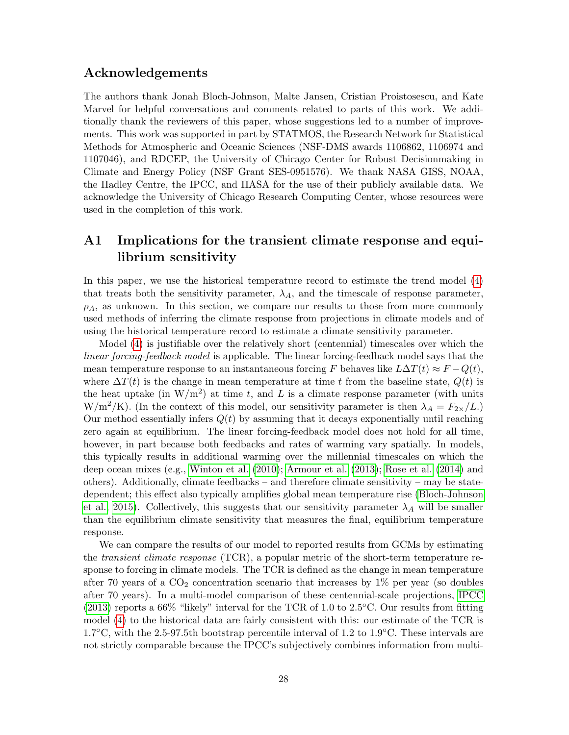## Acknowledgements

The authors thank Jonah Bloch-Johnson, Malte Jansen, Cristian Proistosescu, and Kate Marvel for helpful conversations and comments related to parts of this work. We additionally thank the reviewers of this paper, whose suggestions led to a number of improvements. This work was supported in part by STATMOS, the Research Network for Statistical Methods for Atmospheric and Oceanic Sciences (NSF-DMS awards 1106862, 1106974 and 1107046), and RDCEP, the University of Chicago Center for Robust Decisionmaking in Climate and Energy Policy (NSF Grant SES-0951576). We thank NASA GISS, NOAA, the Hadley Centre, the IPCC, and IIASA for the use of their publicly available data. We acknowledge the University of Chicago Research Computing Center, whose resources were used in the completion of this work.

# A1 Implications for the transient climate response and equilibrium sensitivity

In this paper, we use the historical temperature record to estimate the trend model (4) that treats both the sensitivity parameter, $\lambda_A$, and the timescale of response parameter, $\rho_A$, as unknown. In this section, we compare our results to those from more commonly used methods of inferring the climate response from projections in climate models and of using the historical temperature record to estimate a climate sensitivity parameter.

Model (4) is justifiable over the relatively short (centennial) timescales over which the *linear forcing-feedback model* is applicable. The linear forcing-feedback model says that the mean temperature response to an instantaneous forcing $F$ behaves like $L\Delta T(t) \approx F - Q(t)$, where $\Delta T(t)$ is the change in mean temperature at time $t$ from the baseline state, $Q(t)$ is the heat uptake (in $\text{W/m}^2$) at time $t$, and $L$ is a climate response parameter (with units $\text{W/m}^2/\text{K}$). (In the context of this model, our sensitivity parameter is then $\lambda_A = F_{2\times}/L$.) Our method essentially infers $Q(t)$ by assuming that it decays exponentially until reaching zero again at equilibrium. The linear forcing-feedback model does not hold for all time, however, in part because both feedbacks and rates of warming vary spatially. In models, this typically results in additional warming over the millennial timescales on which the deep ocean mixes (e.g., Winton et al. (2010); Armour et al. (2013); Rose et al. (2014) and others). Additionally, climate feedbacks – and therefore climate sensitivity – may be state-dependent; this effect also typically amplifies global mean temperature rise (Bloch-Johnson et al., 2015). Collectively, this suggests that our sensitivity parameter $\lambda_A$ will be smaller than the equilibrium climate sensitivity that measures the final, equilibrium temperature response.

We can compare the results of our model to reported results from GCMs by estimating the *transient climate response* (TCR), a popular metric of the short-term temperature response to forcing in climate models. The TCR is defined as the change in mean temperature after 70 years of a $CO_2$ concentration scenario that increases by 1% per year (so doubles after 70 years). In a multi-model comparison of these centennial-scale projections, IPCC (2013) reports a 66% "likely" interval for the TCR of 1.0 to 2.5°C. Our results from fitting model (4) to the historical data are fairly consistent with this: our estimate of the TCR is 1.7°C, with the 2.5-97.5th bootstrap percentile interval of 1.2 to 1.9°C. These intervals are not strictly comparable because the IPCC's subjectively combines information from multi-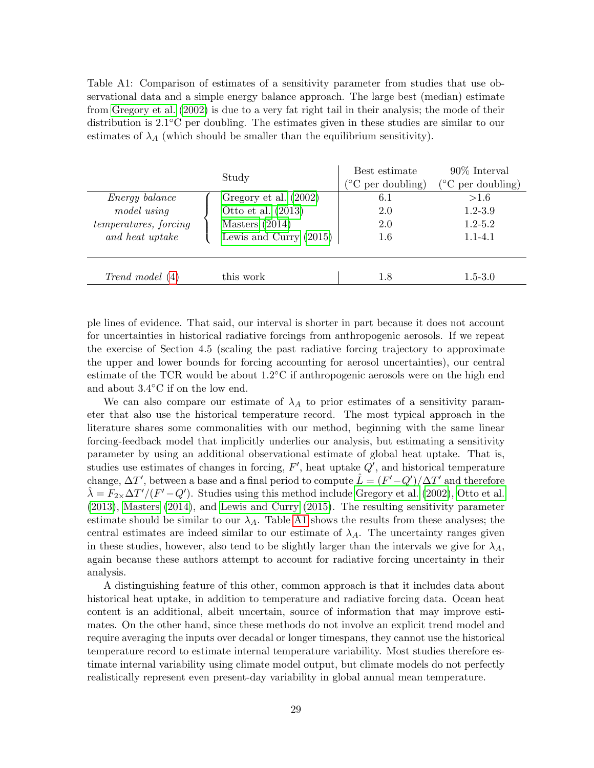Table A1: Comparison of estimates of a sensitivity parameter from studies that use observational data and a simple energy balance approach. The large best (median) estimate from Gregory et al. (2002) is due to a very fat right tail in their analysis; the mode of their distribution is 2.1°C per doubling. The estimates given in these studies are similar to our estimates of $\lambda_A$ (which should be smaller than the equilibrium sensitivity).

| | Study | Best estimate (°C per doubling) | 90% Interval (°C per doubling) |
|---|---|---|---|
| *Energy balance model using temperatures, forcing and heat uptake* | Gregory et al. (2002) | 6.1 | >1.6 |
| | Otto et al. (2013) | 2.0 | 1.2-3.9 |
| | Masters (2014) | 2.0 | 1.2-5.2 |
| | Lewis and Curry (2015) | 1.6 | 1.1-4.1 |
| *Trend model* (4) | this work | 1.8 | 1.5-3.0 |

ple lines of evidence. That said, our interval is shorter in part because it does not account for uncertainties in historical radiative forcings from anthropogenic aerosols. If we repeat the exercise of Section 4.5 (scaling the past radiative forcing trajectory to approximate the upper and lower bounds for forcing accounting for aerosol uncertainties), our central estimate of the TCR would be about 1.2°C if anthropogenic aerosols were on the high end and about 3.4°C if on the low end.

We can also compare our estimate of $\lambda_A$ to prior estimates of a sensitivity parameter that also use the historical temperature record. The most typical approach in the literature shares some commonalities with our method, beginning with the same linear forcing-feedback model that implicitly underlies our analysis, but estimating a sensitivity parameter by using an additional observational estimate of global heat uptake. That is, studies use estimates of changes in forcing, $F'$, heat uptake $Q'$, and historical temperature change, $\Delta T'$, between a base and a final period to compute $\hat{L} = (F' - Q')/\Delta T'$ and therefore $\hat{\lambda} = F_{2\times}\Delta T'/(F' - Q')$. Studies using this method include Gregory et al. (2002), Otto et al. (2013), Masters (2014), and Lewis and Curry (2015). The resulting sensitivity parameter estimate should be similar to our $\lambda_A$. Table A1 shows the results from these analyses; the central estimates are indeed similar to our estimate of $\lambda_A$. The uncertainty ranges given in these studies, however, also tend to be slightly larger than the intervals we give for $\lambda_A$, again because these authors attempt to account for radiative forcing uncertainty in their analysis.

A distinguishing feature of this other, common approach is that it includes data about historical heat uptake, in addition to temperature and radiative forcing data. Ocean heat content is an additional, albeit uncertain, source of information that may improve estimates. On the other hand, since these methods do not involve an explicit trend model and require averaging the inputs over decadal or longer timespans, they cannot use the historical temperature record to estimate internal temperature variability. Most studies therefore estimate internal variability using climate model output, but climate models do not perfectly realistically represent even present-day variability in global annual mean temperature.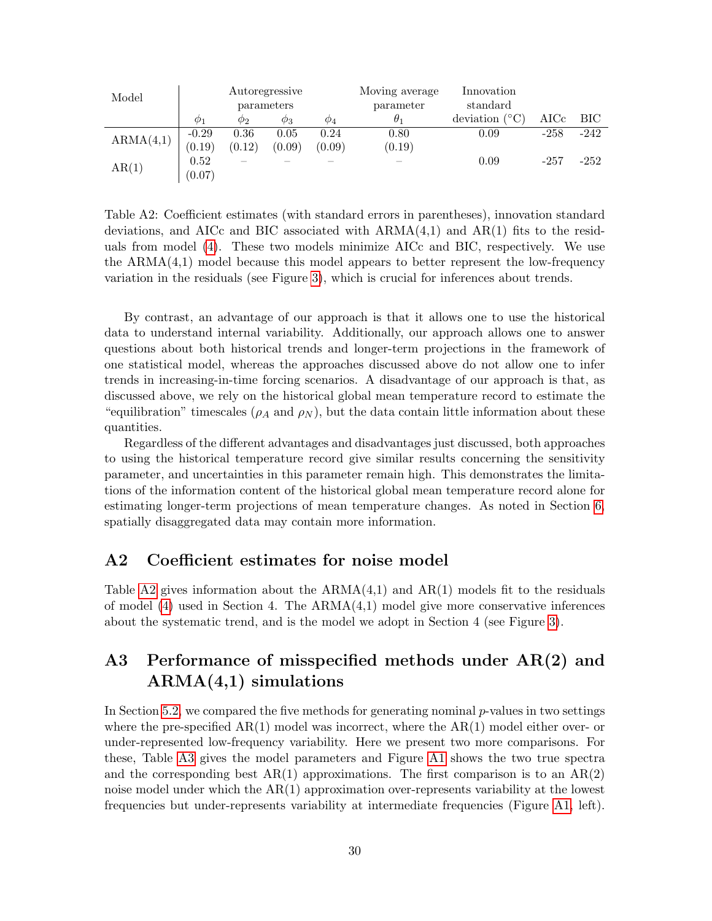| Model | Autoregressive parameters | | | | Moving average parameter | Innovation standard | | |
|---|---|---|---|---|---|---|---|---|
| | $\phi_1$ | $\phi_2$ | $\phi_3$ | $\phi_4$ | $\theta_1$ | deviation (°C) | AICc | BIC |
| ARMA(4,1) | -0.29 | 0.36 | 0.05 | 0.24 | 0.80 | 0.09 | -258 | -242 |
| | (0.19) | (0.12) | (0.09) | (0.09) | (0.19) | | | |
| AR(1) | 0.52 | – | – | – | – | 0.09 | -257 | -252 |
| | (0.07) | | | | | | | |

Table A2: Coefficient estimates (with standard errors in parentheses), innovation standard deviations, and AICc and BIC associated with ARMA(4,1) and AR(1) fits to the residuals from model (4). These two models minimize AICc and BIC, respectively. We use the ARMA(4,1) model because this model appears to better represent the low-frequency variation in the residuals (see Figure 3), which is crucial for inferences about trends.

By contrast, an advantage of our approach is that it allows one to use the historical data to understand internal variability. Additionally, our approach allows one to answer questions about both historical trends and longer-term projections in the framework of one statistical model, whereas the approaches discussed above do not allow one to infer trends in increasing-in-time forcing scenarios. A disadvantage of our approach is that, as discussed above, we rely on the historical global mean temperature record to estimate the "equilibration" timescales ($\rho_A$ and $\rho_N$), but the data contain little information about these quantities.

Regardless of the different advantages and disadvantages just discussed, both approaches to using the historical temperature record give similar results concerning the sensitivity parameter, and uncertainties in this parameter remain high. This demonstrates the limitations of the information content of the historical global mean temperature record alone for estimating longer-term projections of mean temperature changes. As noted in Section 6, spatially disaggregated data may contain more information.

## A2 Coefficient estimates for noise model

Table A2 gives information about the ARMA(4,1) and AR(1) models fit to the residuals of model (4) used in Section 4. The ARMA(4,1) model give more conservative inferences about the systematic trend, and is the model we adopt in Section 4 (see Figure 3).

## A3 Performance of misspecified methods under AR(2) and ARMA(4,1) simulations

In Section 5.2, we compared the five methods for generating nominal $p$-values in two settings where the pre-specified AR(1) model was incorrect, where the AR(1) model either over- or under-represented low-frequency variability. Here we present two more comparisons. For these, Table A3 gives the model parameters and Figure A1 shows the two true spectra and the corresponding best AR(1) approximations. The first comparison is to an AR(2) noise model under which the AR(1) approximation over-represents variability at the lowest frequencies but under-represents variability at intermediate frequencies (Figure A1, left).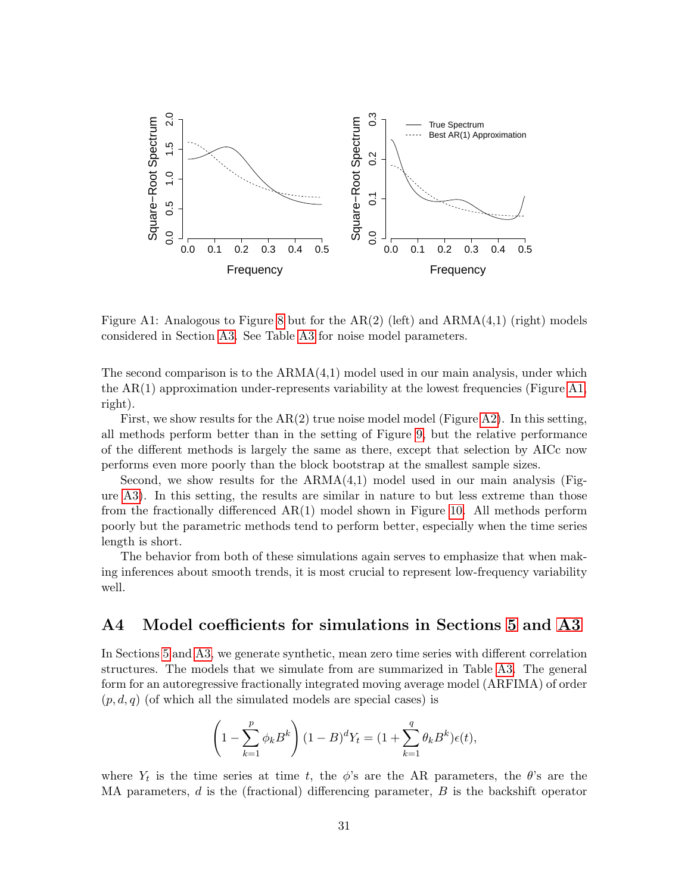Figure A1: Analogous to Figure 8 but for the AR(2) (left) and ARMA(4,1) (right) models considered in Section A3. See Table A3 for noise model parameters.

The second comparison is to the ARMA(4,1) model used in our main analysis, under which the AR(1) approximation under-represents variability at the lowest frequencies (Figure A1, right).

First, we show results for the AR(2) true noise model model (Figure A2). In this setting, all methods perform better than in the setting of Figure 9, but the relative performance of the different methods is largely the same as there, except that selection by AICc now performs even more poorly than the block bootstrap at the smallest sample sizes.

Second, we show results for the ARMA(4,1) model used in our main analysis (Figure A3). In this setting, the results are similar in nature to but less extreme than those from the fractionally differenced AR(1) model shown in Figure 10. All methods perform poorly but the parametric methods tend to perform better, especially when the time series length is short.

The behavior from both of these simulations again serves to emphasize that when making inferences about smooth trends, it is most crucial to represent low-frequency variability well.

## A4 Model coefficients for simulations in Sections 5 and A3

In Sections 5 and A3, we generate synthetic, mean zero time series with different correlation structures. The models that we simulate from are summarized in Table A3. The general form for an autoregressive fractionally integrated moving average model (ARFIMA) of order $(p, d, q)$ (of which all the simulated models are special cases) is

$$\left(1 - \sum_{k=1}^{p} \phi_k B^k\right)(1 - B)^d Y_t = (1 + \sum_{k=1}^{q} \theta_k B^k)\epsilon(t),$$

where $Y_t$ is the time series at time $t$, the $\phi$'s are the AR parameters, the $\theta$'s are the MA parameters, $d$ is the (fractional) differencing parameter, $B$ is the backshift operator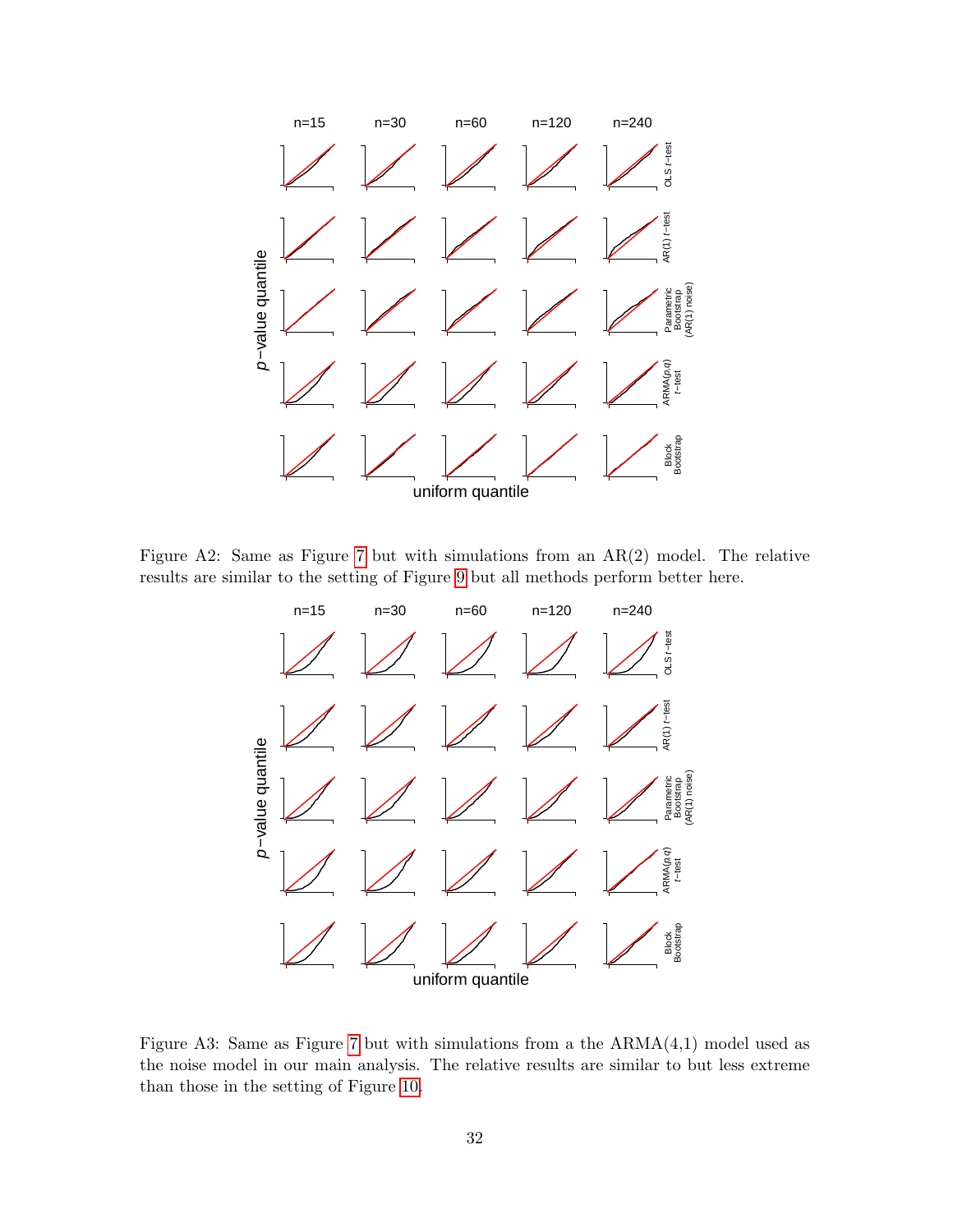Figure A2: Same as Figure 7 but with simulations from an AR(2) model. The relative results are similar to the setting of Figure 9 but all methods perform better here.

Figure A3: Same as Figure 7 but with simulations from a the ARMA(4,1) model used as the noise model in our main analysis. The relative results are similar to but less extreme than those in the setting of Figure 10.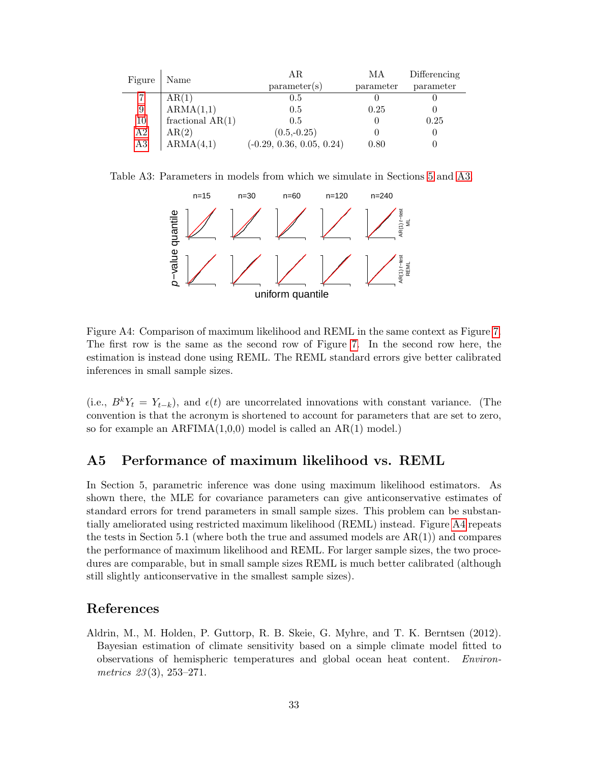| Figure | Name | AR parameter(s) | MA parameter | Differencing parameter |
|---|---|---|---|---|
| 7 | AR(1) | 0.5 | 0 | 0 |
| 9 | ARMA(1,1) | 0.5 | 0.25 | 0 |
| 10 | fractional AR(1) | 0.5 | 0 | 0.25 |
| A2 | AR(2) | (0.5,-0.25) | 0 | 0 |
| A3 | ARMA(4,1) | (-0.29, 0.36, 0.05, 0.24) | 0.80 | 0 |

Table A3: Parameters in models from which we simulate in Sections 5 and A3.

Figure A4: Comparison of maximum likelihood and REML in the same context as Figure 7. The first row is the same as the second row of Figure 7. In the second row here, the estimation is instead done using REML. The REML standard errors give better calibrated inferences in small sample sizes.

(i.e., $B^k Y_t = Y_{t-k}$), and $\epsilon(t)$ are uncorrelated innovations with constant variance. (The convention is that the acronym is shortened to account for parameters that are set to zero, so for example an ARFIMA(1,0,0) model is called an AR(1) model.)

## A5 Performance of maximum likelihood vs. REML

In Section 5, parametric inference was done using maximum likelihood estimators. As shown there, the MLE for covariance parameters can give anticonservative estimates of standard errors for trend parameters in small sample sizes. This problem can be substantially ameliorated using restricted maximum likelihood (REML) instead. Figure A4 repeats the tests in Section 5.1 (where both the true and assumed models are AR(1)) and compares the performance of maximum likelihood and REML. For larger sample sizes, the two procedures are comparable, but in small sample sizes REML is much better calibrated (although still slightly anticonservative in the smallest sample sizes).

## References

Aldrin, M., M. Holden, P. Guttorp, R. B. Skeie, G. Myhre, and T. K. Berntsen (2012). Bayesian estimation of climate sensitivity based on a simple climate model fitted to observations of hemispheric temperatures and global ocean heat content. *Environmetrics 23*(3), 253–271.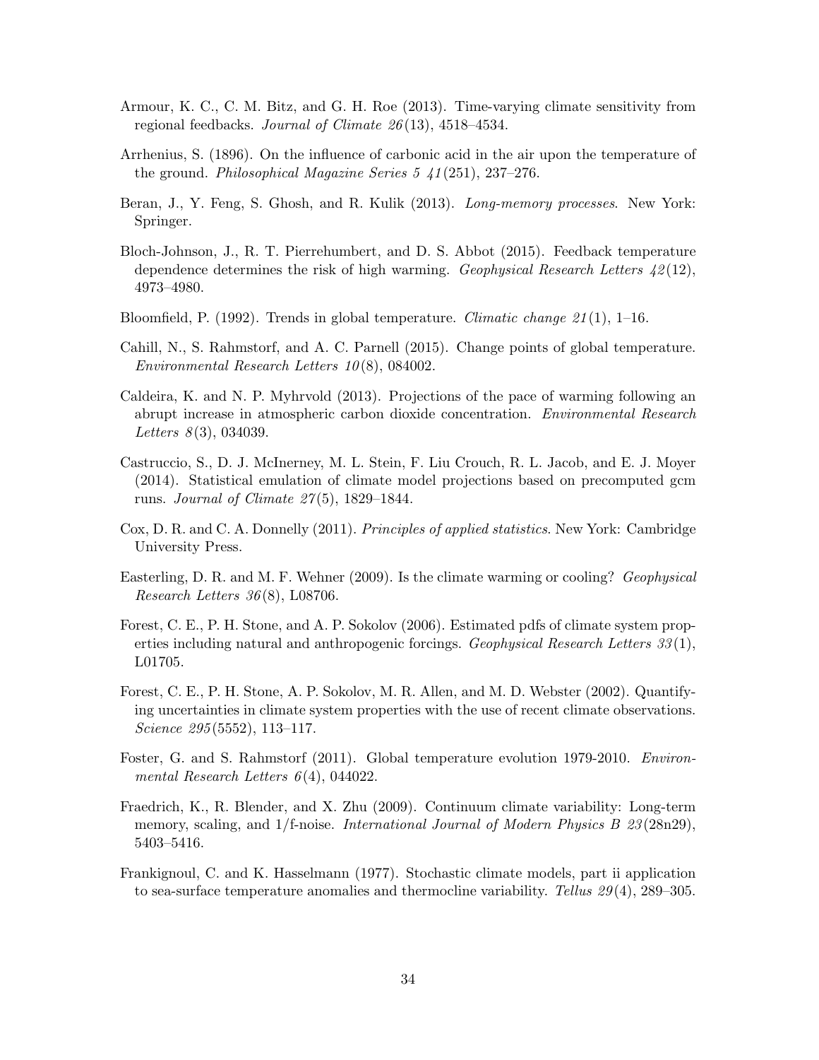Armour, K. C., C. M. Bitz, and G. H. Roe (2013). Time-varying climate sensitivity from regional feedbacks. *Journal of Climate 26*(13), 4518–4534.

Arrhenius, S. (1896). On the influence of carbonic acid in the air upon the temperature of the ground. *Philosophical Magazine Series 5 41*(251), 237–276.

Beran, J., Y. Feng, S. Ghosh, and R. Kulik (2013). *Long-memory processes*. New York: Springer.

Bloch-Johnson, J., R. T. Pierrehumbert, and D. S. Abbot (2015). Feedback temperature dependence determines the risk of high warming. *Geophysical Research Letters 42*(12), 4973–4980.

Bloomfield, P. (1992). Trends in global temperature. *Climatic change 21*(1), 1–16.

Cahill, N., S. Rahmstorf, and A. C. Parnell (2015). Change points of global temperature. *Environmental Research Letters 10*(8), 084002.

Caldeira, K. and N. P. Myhrvold (2013). Projections of the pace of warming following an abrupt increase in atmospheric carbon dioxide concentration. *Environmental Research Letters 8*(3), 034039.

Castruccio, S., D. J. McInerney, M. L. Stein, F. Liu Crouch, R. L. Jacob, and E. J. Moyer (2014). Statistical emulation of climate model projections based on precomputed gcm runs. *Journal of Climate 27*(5), 1829–1844.

Cox, D. R. and C. A. Donnelly (2011). *Principles of applied statistics*. New York: Cambridge University Press.

Easterling, D. R. and M. F. Wehner (2009). Is the climate warming or cooling? *Geophysical Research Letters 36*(8), L08706.

Forest, C. E., P. H. Stone, and A. P. Sokolov (2006). Estimated pdfs of climate system properties including natural and anthropogenic forcings. *Geophysical Research Letters 33*(1), L01705.

Forest, C. E., P. H. Stone, A. P. Sokolov, M. R. Allen, and M. D. Webster (2002). Quantifying uncertainties in climate system properties with the use of recent climate observations. *Science 295*(5552), 113–117.

Foster, G. and S. Rahmstorf (2011). Global temperature evolution 1979-2010. *Environmental Research Letters 6*(4), 044022.

Fraedrich, K., R. Blender, and X. Zhu (2009). Continuum climate variability: Long-term memory, scaling, and 1/f-noise. *International Journal of Modern Physics B 23*(28n29), 5403–5416.

Frankignoul, C. and K. Hasselmann (1977). Stochastic climate models, part ii application to sea-surface temperature anomalies and thermocline variability. *Tellus 29*(4), 289–305.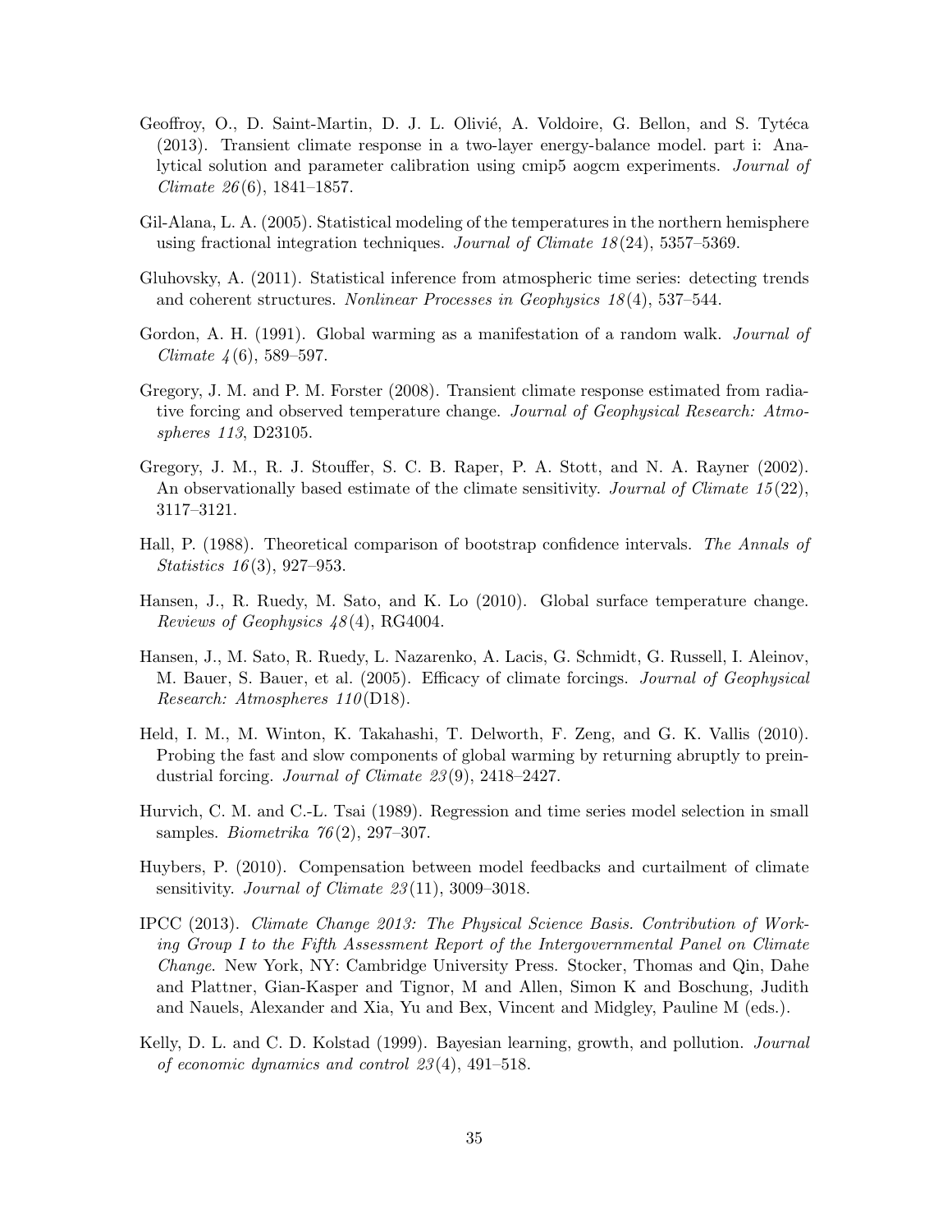Geoffroy, O., D. Saint-Martin, D. J. L. Olivié, A. Voldoire, G. Bellon, and S. Tytéca (2013). Transient climate response in a two-layer energy-balance model. part i: Analytical solution and parameter calibration using cmip5 aogcm experiments. *Journal of Climate 26*(6), 1841–1857.

Gil-Alana, L. A. (2005). Statistical modeling of the temperatures in the northern hemisphere using fractional integration techniques. *Journal of Climate 18*(24), 5357–5369.

Gluhovsky, A. (2011). Statistical inference from atmospheric time series: detecting trends and coherent structures. *Nonlinear Processes in Geophysics 18*(4), 537–544.

Gordon, A. H. (1991). Global warming as a manifestation of a random walk. *Journal of Climate 4*(6), 589–597.

Gregory, J. M. and P. M. Forster (2008). Transient climate response estimated from radiative forcing and observed temperature change. *Journal of Geophysical Research: Atmospheres 113*, D23105.

Gregory, J. M., R. J. Stouffer, S. C. B. Raper, P. A. Stott, and N. A. Rayner (2002). An observationally based estimate of the climate sensitivity. *Journal of Climate 15*(22), 3117–3121.

Hall, P. (1988). Theoretical comparison of bootstrap confidence intervals. *The Annals of Statistics 16*(3), 927–953.

Hansen, J., R. Ruedy, M. Sato, and K. Lo (2010). Global surface temperature change. *Reviews of Geophysics 48*(4), RG4004.

Hansen, J., M. Sato, R. Ruedy, L. Nazarenko, A. Lacis, G. Schmidt, G. Russell, I. Aleinov, M. Bauer, S. Bauer, et al. (2005). Efficacy of climate forcings. *Journal of Geophysical Research: Atmospheres 110*(D18).

Held, I. M., M. Winton, K. Takahashi, T. Delworth, F. Zeng, and G. K. Vallis (2010). Probing the fast and slow components of global warming by returning abruptly to preindustrial forcing. *Journal of Climate 23*(9), 2418–2427.

Hurvich, C. M. and C.-L. Tsai (1989). Regression and time series model selection in small samples. *Biometrika 76*(2), 297–307.

Huybers, P. (2010). Compensation between model feedbacks and curtailment of climate sensitivity. *Journal of Climate 23*(11), 3009–3018.

IPCC (2013). *Climate Change 2013: The Physical Science Basis. Contribution of Working Group I to the Fifth Assessment Report of the Intergovernmental Panel on Climate Change*. New York, NY: Cambridge University Press. Stocker, Thomas and Qin, Dahe and Plattner, Gian-Kasper and Tignor, M and Allen, Simon K and Boschung, Judith and Nauels, Alexander and Xia, Yu and Bex, Vincent and Midgley, Pauline M (eds.).

Kelly, D. L. and C. D. Kolstad (1999). Bayesian learning, growth, and pollution. *Journal of economic dynamics and control 23*(4), 491–518.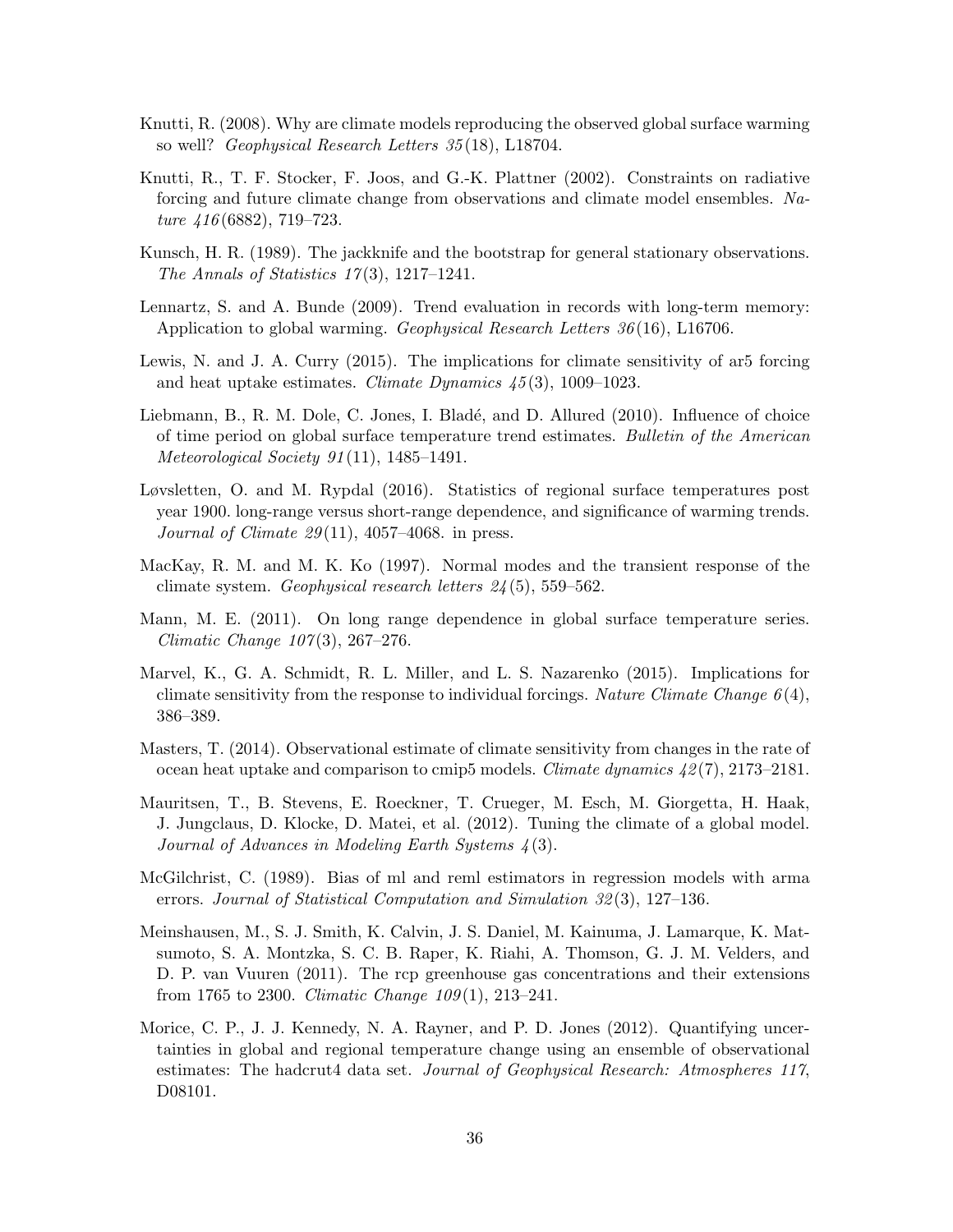Knutti, R. (2008). Why are climate models reproducing the observed global surface warming so well? *Geophysical Research Letters 35*(18), L18704.

Knutti, R., T. F. Stocker, F. Joos, and G.-K. Plattner (2002). Constraints on radiative forcing and future climate change from observations and climate model ensembles. *Nature 416*(6882), 719–723.

Kunsch, H. R. (1989). The jackknife and the bootstrap for general stationary observations. *The Annals of Statistics 17*(3), 1217–1241.

Lennartz, S. and A. Bunde (2009). Trend evaluation in records with long-term memory: Application to global warming. *Geophysical Research Letters 36*(16), L16706.

Lewis, N. and J. A. Curry (2015). The implications for climate sensitivity of ar5 forcing and heat uptake estimates. *Climate Dynamics 45*(3), 1009–1023.

Liebmann, B., R. M. Dole, C. Jones, I. Bladé, and D. Allured (2010). Influence of choice of time period on global surface temperature trend estimates. *Bulletin of the American Meteorological Society 91*(11), 1485–1491.

Løvsletten, O. and M. Rypdal (2016). Statistics of regional surface temperatures post year 1900. long-range versus short-range dependence, and significance of warming trends. *Journal of Climate 29*(11), 4057–4068. in press.

MacKay, R. M. and M. K. Ko (1997). Normal modes and the transient response of the climate system. *Geophysical research letters 24*(5), 559–562.

Mann, M. E. (2011). On long range dependence in global surface temperature series. *Climatic Change 107*(3), 267–276.

Marvel, K., G. A. Schmidt, R. L. Miller, and L. S. Nazarenko (2015). Implications for climate sensitivity from the response to individual forcings. *Nature Climate Change 6*(4), 386–389.

Masters, T. (2014). Observational estimate of climate sensitivity from changes in the rate of ocean heat uptake and comparison to cmip5 models. *Climate dynamics 42*(7), 2173–2181.

Mauritsen, T., B. Stevens, E. Roeckner, T. Crueger, M. Esch, M. Giorgetta, H. Haak, J. Jungclaus, D. Klocke, D. Matei, et al. (2012). Tuning the climate of a global model. *Journal of Advances in Modeling Earth Systems 4*(3).

McGilchrist, C. (1989). Bias of ml and reml estimators in regression models with arma errors. *Journal of Statistical Computation and Simulation 32*(3), 127–136.

Meinshausen, M., S. J. Smith, K. Calvin, J. S. Daniel, M. Kainuma, J. Lamarque, K. Matsumoto, S. A. Montzka, S. C. B. Raper, K. Riahi, A. Thomson, G. J. M. Velders, and D. P. van Vuuren (2011). The rcp greenhouse gas concentrations and their extensions from 1765 to 2300. *Climatic Change 109*(1), 213–241.

Morice, C. P., J. J. Kennedy, N. A. Rayner, and P. D. Jones (2012). Quantifying uncertainties in global and regional temperature change using an ensemble of observational estimates: The hadcrut4 data set. *Journal of Geophysical Research: Atmospheres 117*, D08101.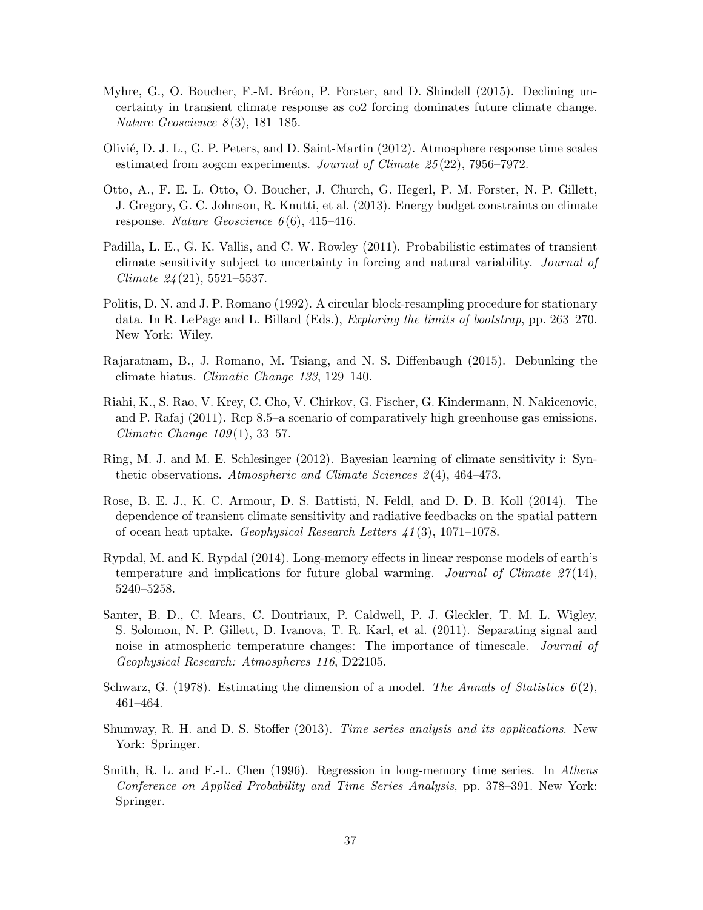Myhre, G., O. Boucher, F.-M. Bréon, P. Forster, and D. Shindell (2015). Declining uncertainty in transient climate response as co2 forcing dominates future climate change. *Nature Geoscience 8*(3), 181–185.

Olivié, D. J. L., G. P. Peters, and D. Saint-Martin (2012). Atmosphere response time scales estimated from aogcm experiments. *Journal of Climate 25*(22), 7956–7972.

Otto, A., F. E. L. Otto, O. Boucher, J. Church, G. Hegerl, P. M. Forster, N. P. Gillett, J. Gregory, G. C. Johnson, R. Knutti, et al. (2013). Energy budget constraints on climate response. *Nature Geoscience 6*(6), 415–416.

Padilla, L. E., G. K. Vallis, and C. W. Rowley (2011). Probabilistic estimates of transient climate sensitivity subject to uncertainty in forcing and natural variability. *Journal of Climate 24*(21), 5521–5537.

Politis, D. N. and J. P. Romano (1992). A circular block-resampling procedure for stationary data. In R. LePage and L. Billard (Eds.), *Exploring the limits of bootstrap*, pp. 263–270. New York: Wiley.

Rajaratnam, B., J. Romano, M. Tsiang, and N. S. Diffenbaugh (2015). Debunking the climate hiatus. *Climatic Change 133*, 129–140.

Riahi, K., S. Rao, V. Krey, C. Cho, V. Chirkov, G. Fischer, G. Kindermann, N. Nakicenovic, and P. Rafaj (2011). Rcp 8.5–a scenario of comparatively high greenhouse gas emissions. *Climatic Change 109*(1), 33–57.

Ring, M. J. and M. E. Schlesinger (2012). Bayesian learning of climate sensitivity i: Synthetic observations. *Atmospheric and Climate Sciences 2*(4), 464–473.

Rose, B. E. J., K. C. Armour, D. S. Battisti, N. Feldl, and D. D. B. Koll (2014). The dependence of transient climate sensitivity and radiative feedbacks on the spatial pattern of ocean heat uptake. *Geophysical Research Letters 41*(3), 1071–1078.

Rypdal, M. and K. Rypdal (2014). Long-memory effects in linear response models of earth's temperature and implications for future global warming. *Journal of Climate 27*(14), 5240–5258.

Santer, B. D., C. Mears, C. Doutriaux, P. Caldwell, P. J. Gleckler, T. M. L. Wigley, S. Solomon, N. P. Gillett, D. Ivanova, T. R. Karl, et al. (2011). Separating signal and noise in atmospheric temperature changes: The importance of timescale. *Journal of Geophysical Research: Atmospheres 116*, D22105.

Schwarz, G. (1978). Estimating the dimension of a model. *The Annals of Statistics 6*(2), 461–464.

Shumway, R. H. and D. S. Stoffer (2013). *Time series analysis and its applications*. New York: Springer.

Smith, R. L. and F.-L. Chen (1996). Regression in long-memory time series. In *Athens Conference on Applied Probability and Time Series Analysis*, pp. 378–391. New York: Springer.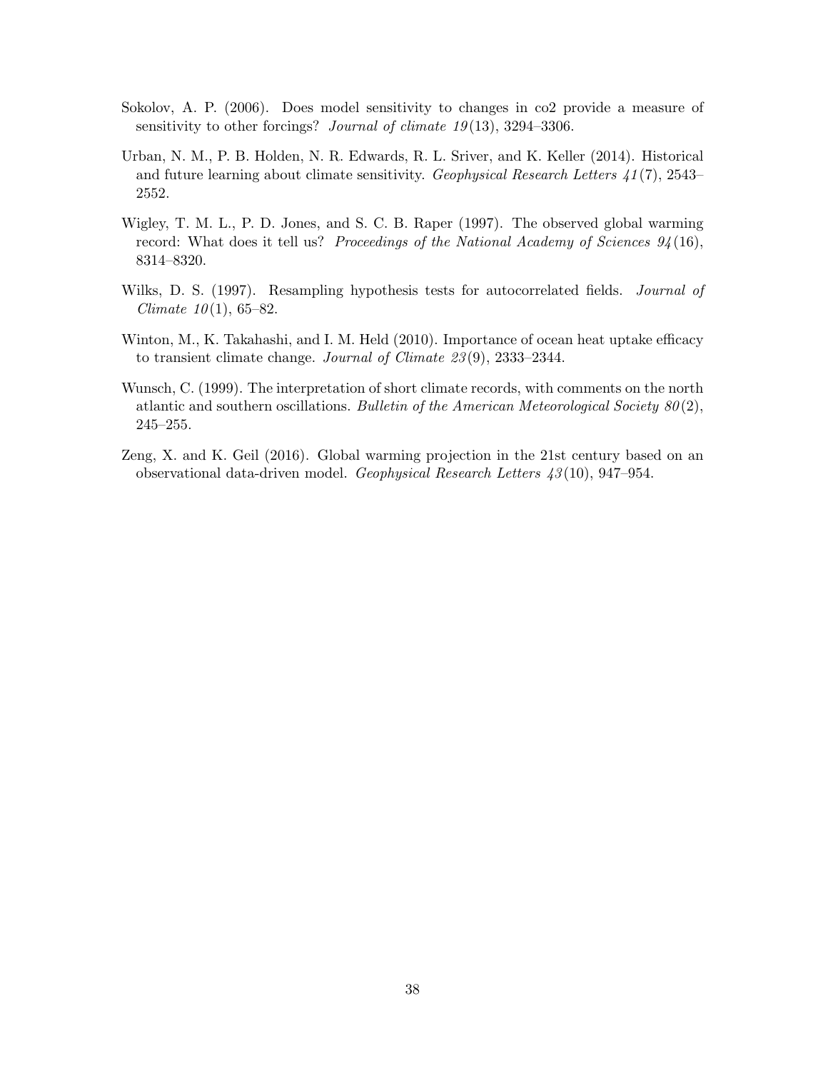Sokolov, A. P. (2006). Does model sensitivity to changes in co2 provide a measure of sensitivity to other forcings? *Journal of climate 19*(13), 3294–3306.

Urban, N. M., P. B. Holden, N. R. Edwards, R. L. Sriver, and K. Keller (2014). Historical and future learning about climate sensitivity. *Geophysical Research Letters 41*(7), 2543–2552.

Wigley, T. M. L., P. D. Jones, and S. C. B. Raper (1997). The observed global warming record: What does it tell us? *Proceedings of the National Academy of Sciences 94*(16), 8314–8320.

Wilks, D. S. (1997). Resampling hypothesis tests for autocorrelated fields. *Journal of Climate 10*(1), 65–82.

Winton, M., K. Takahashi, and I. M. Held (2010). Importance of ocean heat uptake efficacy to transient climate change. *Journal of Climate 23*(9), 2333–2344.

Wunsch, C. (1999). The interpretation of short climate records, with comments on the north atlantic and southern oscillations. *Bulletin of the American Meteorological Society 80*(2), 245–255.

Zeng, X. and K. Geil (2016). Global warming projection in the 21st century based on an observational data-driven model. *Geophysical Research Letters 43*(10), 947–954.